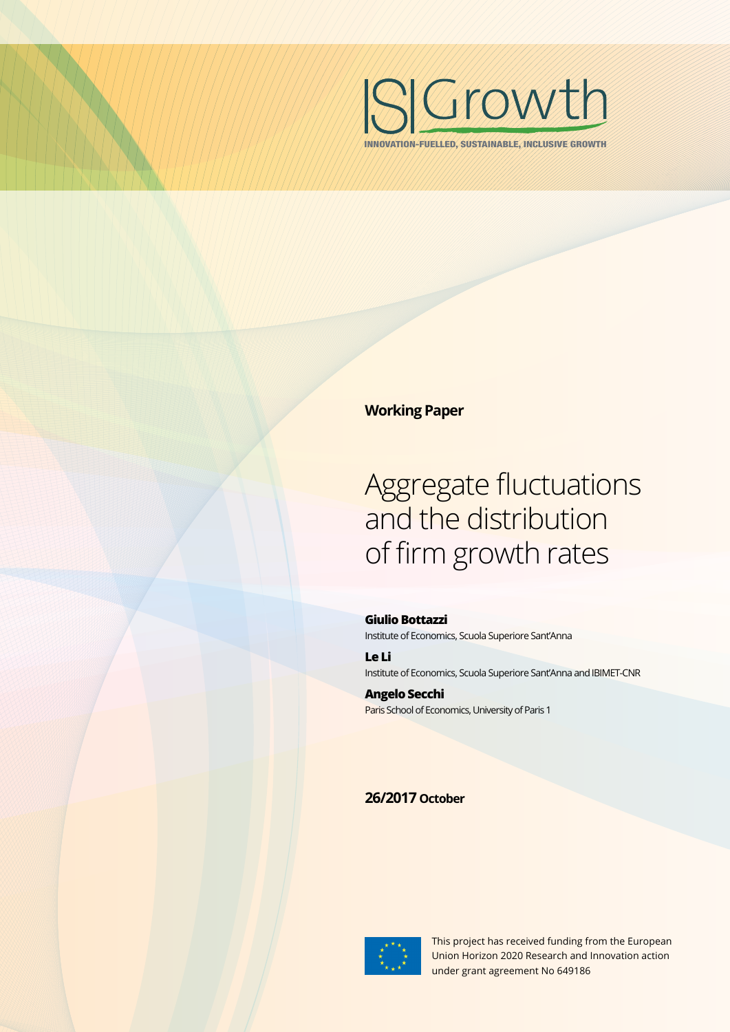ISIGrowth

INNOVATION-FUELLED, SUSTAINABLE, INCLUSIVE GROWTH

**Working Paper**

# Aggregate fluctuations and the distribution of firm growth rates

**Giulio Bottazzi**
Institute of Economics, Scuola Superiore Sant'Anna

**Le Li**
Institute of Economics, Scuola Superiore Sant'Anna and IBIMET-CNR

**Angelo Secchi**
Paris School of Economics, University of Paris 1

**26/2017** **October**

This project has received funding from the European Union Horizon 2020 Research and Innovation action under grant agreement No 649186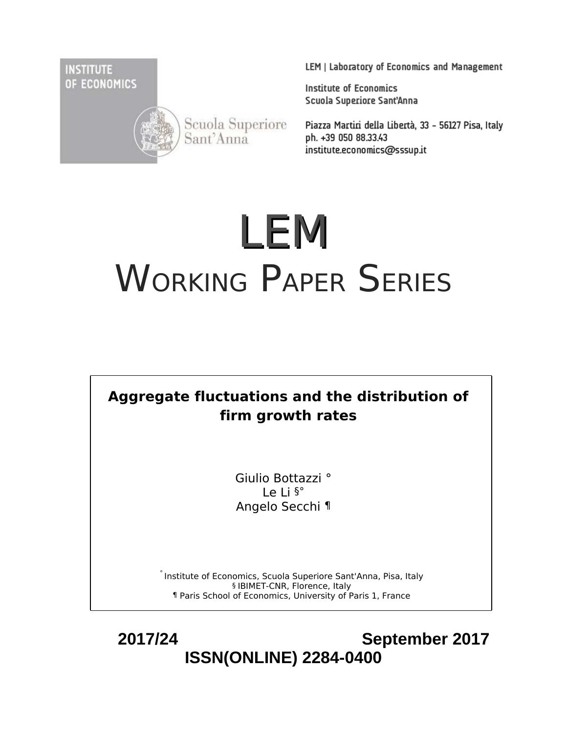INSTITUTE OF ECONOMICS

Scuola Superiore Sant'Anna

LEM | Laboratory of Economics and Management

Institute of Economics
Scuola Superiore Sant'Anna

Piazza Martiri della Libertà, 33 - 56127 Pisa, Italy
ph. +39 050 88.33.43
institute.economics@sssup.it

# LEM
# WORKING PAPER SERIES

**Aggregate fluctuations and the distribution of firm growth rates**

Giulio Bottazzi °
Le Li §°
Angelo Secchi ¶

° Institute of Economics, Scuola Superiore Sant'Anna, Pisa, Italy
§ IBIMET-CNR, Florence, Italy
¶ Paris School of Economics, University of Paris 1, France

**2017/24** **September 2017**

**ISSN(ONLINE) 2284-0400**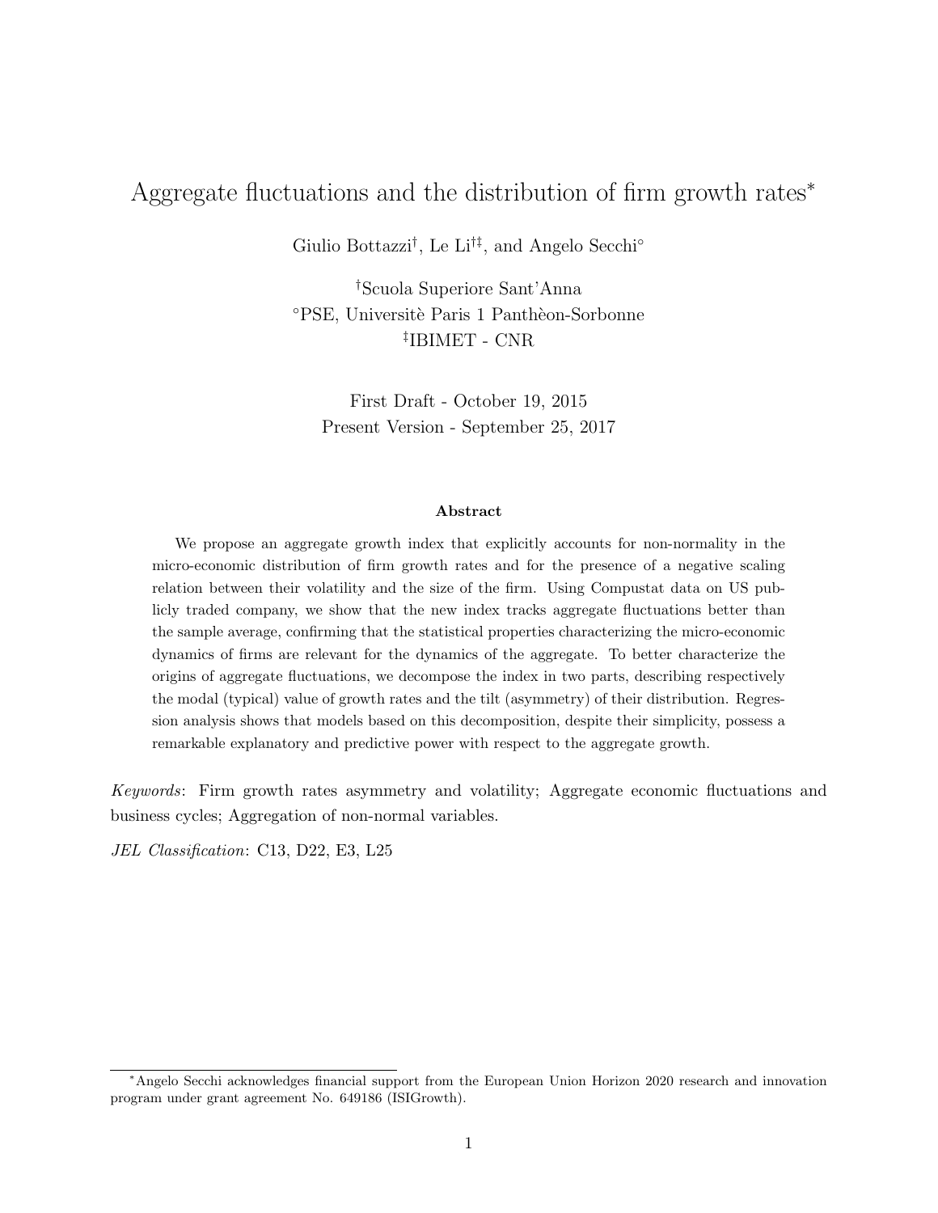# Aggregate fluctuations and the distribution of firm growth rates*

Giulio Bottazzi[†], Le Li[†‡], and Angelo Secchi[°]

[†]Scuola Superiore Sant'Anna
[°]PSE, Universitè Paris 1 Panthèon-Sorbonne
[‡]IBIMET - CNR

First Draft - October 19, 2015
Present Version - September 25, 2017

**Abstract**

We propose an aggregate growth index that explicitly accounts for non-normality in the micro-economic distribution of firm growth rates and for the presence of a negative scaling relation between their volatility and the size of the firm. Using Compustat data on US publicly traded company, we show that the new index tracks aggregate fluctuations better than the sample average, confirming that the statistical properties characterizing the micro-economic dynamics of firms are relevant for the dynamics of the aggregate. To better characterize the origins of aggregate fluctuations, we decompose the index in two parts, describing respectively the modal (typical) value of growth rates and the tilt (asymmetry) of their distribution. Regression analysis shows that models based on this decomposition, despite their simplicity, possess a remarkable explanatory and predictive power with respect to the aggregate growth.

*Keywords*: Firm growth rates asymmetry and volatility; Aggregate economic fluctuations and business cycles; Aggregation of non-normal variables.

*JEL Classification*: C13, D22, E3, L25

---

*Angelo Secchi acknowledges financial support from the European Union Horizon 2020 research and innovation program under grant agreement No. 649186 (ISIGrowth).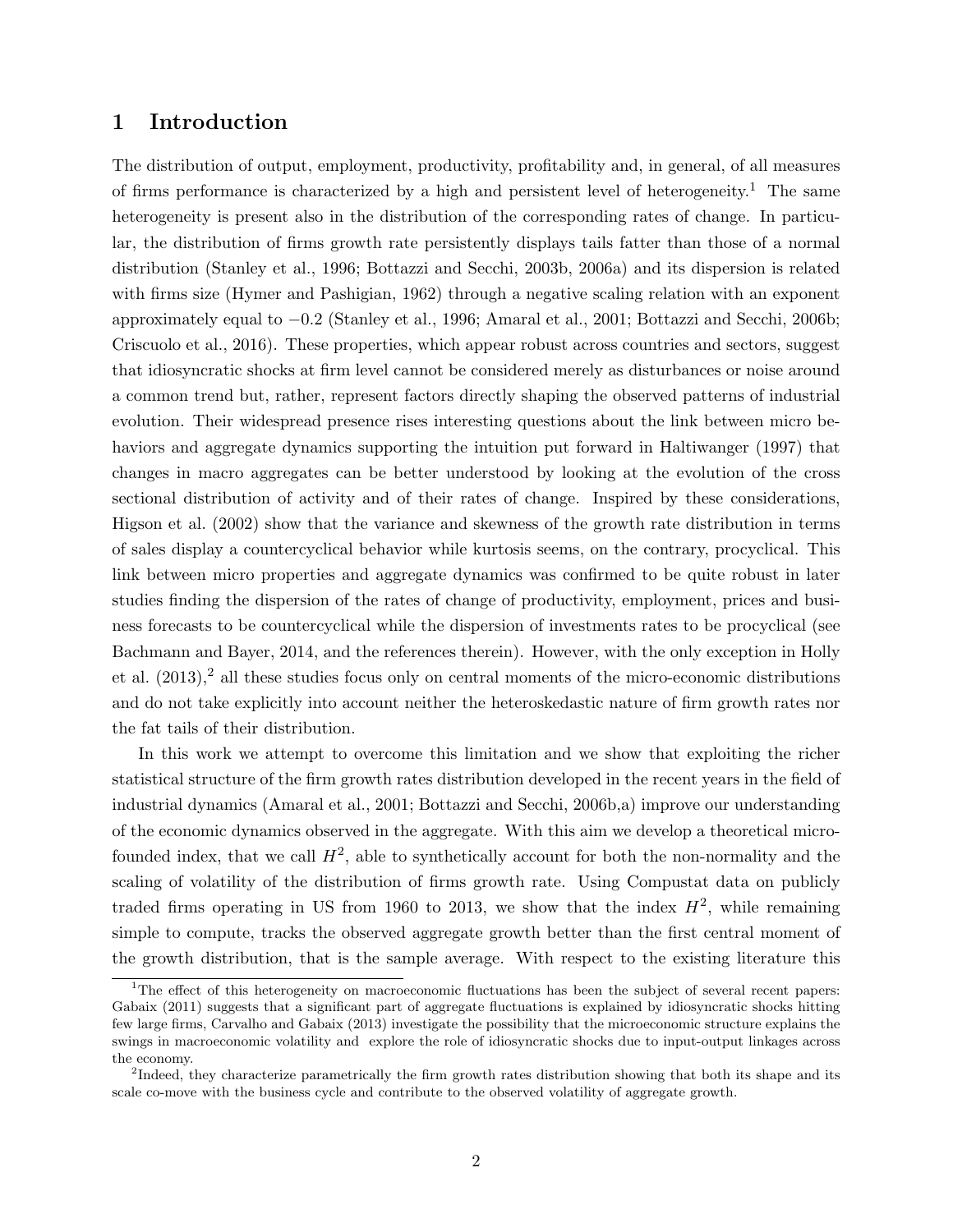# 1 Introduction

The distribution of output, employment, productivity, profitability and, in general, of all measures of firms performance is characterized by a high and persistent level of heterogeneity.[1] The same heterogeneity is present also in the distribution of the corresponding rates of change. In particular, the distribution of firms growth rate persistently displays tails fatter than those of a normal distribution (Stanley et al., 1996; Bottazzi and Secchi, 2003b, 2006a) and its dispersion is related with firms size (Hymer and Pashigian, 1962) through a negative scaling relation with an exponent approximately equal to $-0.2$ (Stanley et al., 1996; Amaral et al., 2001; Bottazzi and Secchi, 2006b; Criscuolo et al., 2016). These properties, which appear robust across countries and sectors, suggest that idiosyncratic shocks at firm level cannot be considered merely as disturbances or noise around a common trend but, rather, represent factors directly shaping the observed patterns of industrial evolution. Their widespread presence rises interesting questions about the link between micro behaviors and aggregate dynamics supporting the intuition put forward in Haltiwanger (1997) that changes in macro aggregates can be better understood by looking at the evolution of the cross sectional distribution of activity and of their rates of change. Inspired by these considerations, Higson et al. (2002) show that the variance and skewness of the growth rate distribution in terms of sales display a countercyclical behavior while kurtosis seems, on the contrary, procyclical. This link between micro properties and aggregate dynamics was confirmed to be quite robust in later studies finding the dispersion of the rates of change of productivity, employment, prices and business forecasts to be countercyclical while the dispersion of investments rates to be procyclical (see Bachmann and Bayer, 2014, and the references therein). However, with the only exception in Holly et al. (2013),[2] all these studies focus only on central moments of the micro-economic distributions and do not take explicitly into account neither the heteroskedastic nature of firm growth rates nor the fat tails of their distribution.

In this work we attempt to overcome this limitation and we show that exploiting the richer statistical structure of the firm growth rates distribution developed in the recent years in the field of industrial dynamics (Amaral et al., 2001; Bottazzi and Secchi, 2006b,a) improve our understanding of the economic dynamics observed in the aggregate. With this aim we develop a theoretical micro-founded index, that we call $H^2$, able to synthetically account for both the non-normality and the scaling of volatility of the distribution of firms growth rate. Using Compustat data on publicly traded firms operating in US from 1960 to 2013, we show that the index $H^2$, while remaining simple to compute, tracks the observed aggregate growth better than the first central moment of the growth distribution, that is the sample average. With respect to the existing literature this

[1] The effect of this heterogeneity on macroeconomic fluctuations has been the subject of several recent papers: Gabaix (2011) suggests that a significant part of aggregate fluctuations is explained by idiosyncratic shocks hitting few large firms, Carvalho and Gabaix (2013) investigate the possibility that the microeconomic structure explains the swings in macroeconomic volatility and explore the role of idiosyncratic shocks due to input-output linkages across the economy.

[2] Indeed, they characterize parametrically the firm growth rates distribution showing that both its shape and its scale co-move with the business cycle and contribute to the observed volatility of aggregate growth.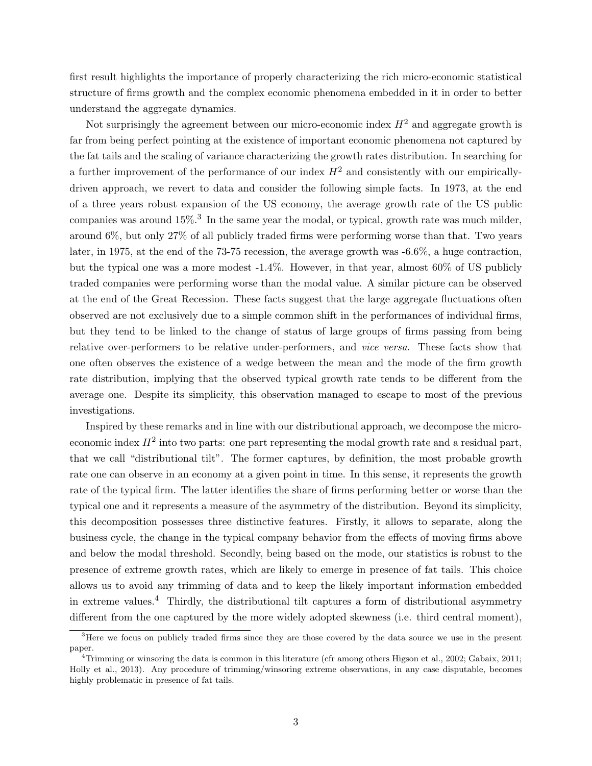first result highlights the importance of properly characterizing the rich micro-economic statistical structure of firms growth and the complex economic phenomena embedded in it in order to better understand the aggregate dynamics.

Not surprisingly the agreement between our micro-economic index $H^2$ and aggregate growth is far from being perfect pointing at the existence of important economic phenomena not captured by the fat tails and the scaling of variance characterizing the growth rates distribution. In searching for a further improvement of the performance of our index $H^2$ and consistently with our empirically-driven approach, we revert to data and consider the following simple facts. In 1973, at the end of a three years robust expansion of the US economy, the average growth rate of the US public companies was around 15%.[3] In the same year the modal, or typical, growth rate was much milder, around 6%, but only 27% of all publicly traded firms were performing worse than that. Two years later, in 1975, at the end of the 73-75 recession, the average growth was -6.6%, a huge contraction, but the typical one was a more modest -1.4%. However, in that year, almost 60% of US publicly traded companies were performing worse than the modal value. A similar picture can be observed at the end of the Great Recession. These facts suggest that the large aggregate fluctuations often observed are not exclusively due to a simple common shift in the performances of individual firms, but they tend to be linked to the change of status of large groups of firms passing from being relative over-performers to be relative under-performers, and *vice versa*. These facts show that one often observes the existence of a wedge between the mean and the mode of the firm growth rate distribution, implying that the observed typical growth rate tends to be different from the average one. Despite its simplicity, this observation managed to escape to most of the previous investigations.

Inspired by these remarks and in line with our distributional approach, we decompose the micro-economic index $H^2$ into two parts: one part representing the modal growth rate and a residual part, that we call "distributional tilt". The former captures, by definition, the most probable growth rate one can observe in an economy at a given point in time. In this sense, it represents the growth rate of the typical firm. The latter identifies the share of firms performing better or worse than the typical one and it represents a measure of the asymmetry of the distribution. Beyond its simplicity, this decomposition possesses three distinctive features. Firstly, it allows to separate, along the business cycle, the change in the typical company behavior from the effects of moving firms above and below the modal threshold. Secondly, being based on the mode, our statistics is robust to the presence of extreme growth rates, which are likely to emerge in presence of fat tails. This choice allows us to avoid any trimming of data and to keep the likely important information embedded in extreme values.[4] Thirdly, the distributional tilt captures a form of distributional asymmetry different from the one captured by the more widely adopted skewness (i.e. third central moment),

[3] Here we focus on publicly traded firms since they are those covered by the data source we use in the present paper.

[4] Trimming or winsoring the data is common in this literature (cfr among others Higson et al., 2002; Gabaix, 2011; Holly et al., 2013). Any procedure of trimming/winsoring extreme observations, in any case disputable, becomes highly problematic in presence of fat tails.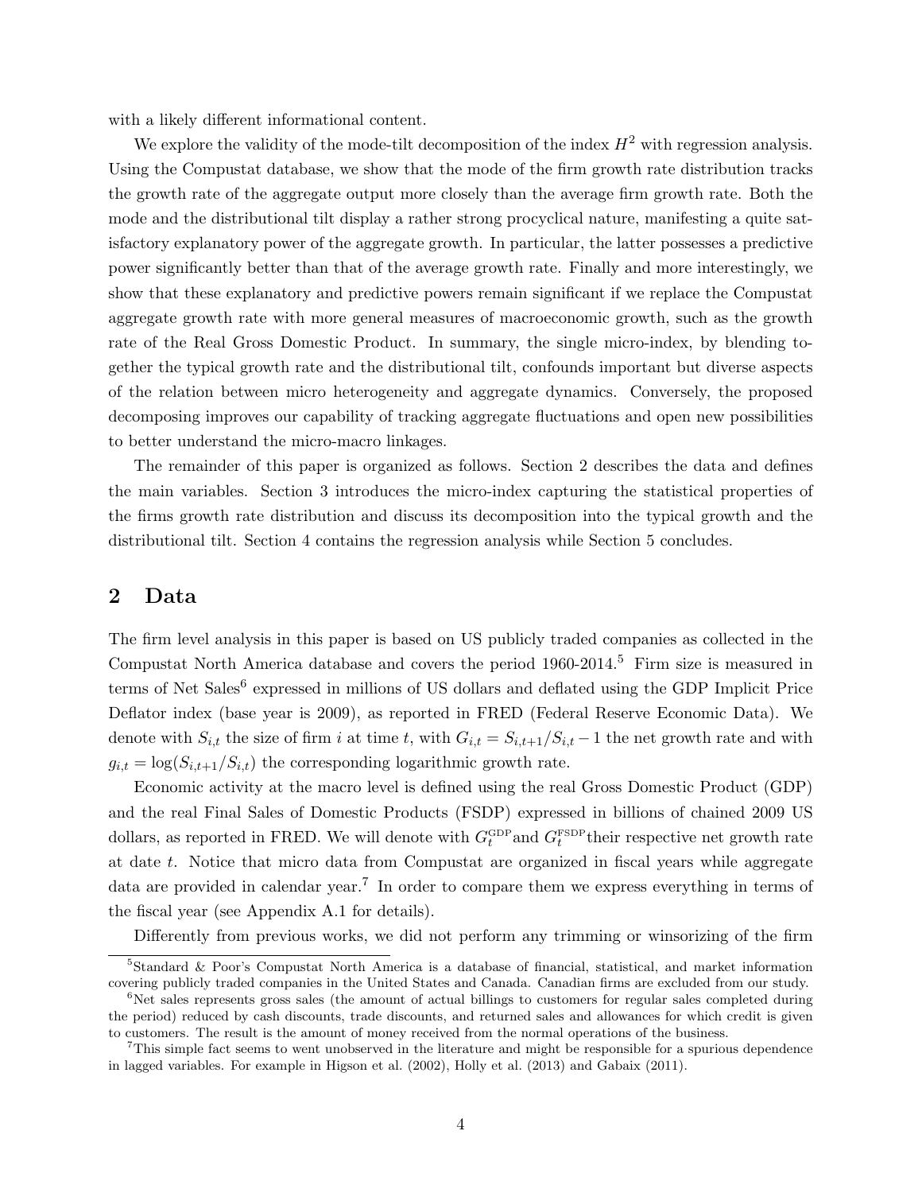with a likely different informational content.

We explore the validity of the mode-tilt decomposition of the index $H^2$ with regression analysis. Using the Compustat database, we show that the mode of the firm growth rate distribution tracks the growth rate of the aggregate output more closely than the average firm growth rate. Both the mode and the distributional tilt display a rather strong procyclical nature, manifesting a quite satisfactory explanatory power of the aggregate growth. In particular, the latter possesses a predictive power significantly better than that of the average growth rate. Finally and more interestingly, we show that these explanatory and predictive powers remain significant if we replace the Compustat aggregate growth rate with more general measures of macroeconomic growth, such as the growth rate of the Real Gross Domestic Product. In summary, the single micro-index, by blending together the typical growth rate and the distributional tilt, confounds important but diverse aspects of the relation between micro heterogeneity and aggregate dynamics. Conversely, the proposed decomposing improves our capability of tracking aggregate fluctuations and open new possibilities to better understand the micro-macro linkages.

The remainder of this paper is organized as follows. Section 2 describes the data and defines the main variables. Section 3 introduces the micro-index capturing the statistical properties of the firms growth rate distribution and discuss its decomposition into the typical growth and the distributional tilt. Section 4 contains the regression analysis while Section 5 concludes.

## 2 Data

The firm level analysis in this paper is based on US publicly traded companies as collected in the Compustat North America database and covers the period 1960-2014.[5] Firm size is measured in terms of Net Sales[6] expressed in millions of US dollars and deflated using the GDP Implicit Price Deflator index (base year is 2009), as reported in FRED (Federal Reserve Economic Data). We denote with $S_{i,t}$ the size of firm $i$ at time $t$, with $G_{i,t} = S_{i,t+1}/S_{i,t} - 1$ the net growth rate and with $g_{i,t} = \log(S_{i,t+1}/S_{i,t})$ the corresponding logarithmic growth rate.

Economic activity at the macro level is defined using the real Gross Domestic Product (GDP) and the real Final Sales of Domestic Products (FSDP) expressed in billions of chained 2009 US dollars, as reported in FRED. We will denote with $G_t^{\text{GDP}}$ and $G_t^{\text{FSDP}}$ their respective net growth rate at date $t$. Notice that micro data from Compustat are organized in fiscal years while aggregate data are provided in calendar year.[7] In order to compare them we express everything in terms of the fiscal year (see Appendix A.1 for details).

Differently from previous works, we did not perform any trimming or winsorizing of the firm

---

[5] Standard & Poor's Compustat North America is a database of financial, statistical, and market information covering publicly traded companies in the United States and Canada. Canadian firms are excluded from our study.

[6] Net sales represents gross sales (the amount of actual billings to customers for regular sales completed during the period) reduced by cash discounts, trade discounts, and returned sales and allowances for which credit is given to customers. The result is the amount of money received from the normal operations of the business.

[7] This simple fact seems to went unobserved in the literature and might be responsible for a spurious dependence in lagged variables. For example in Higson et al. (2002), Holly et al. (2013) and Gabaix (2011).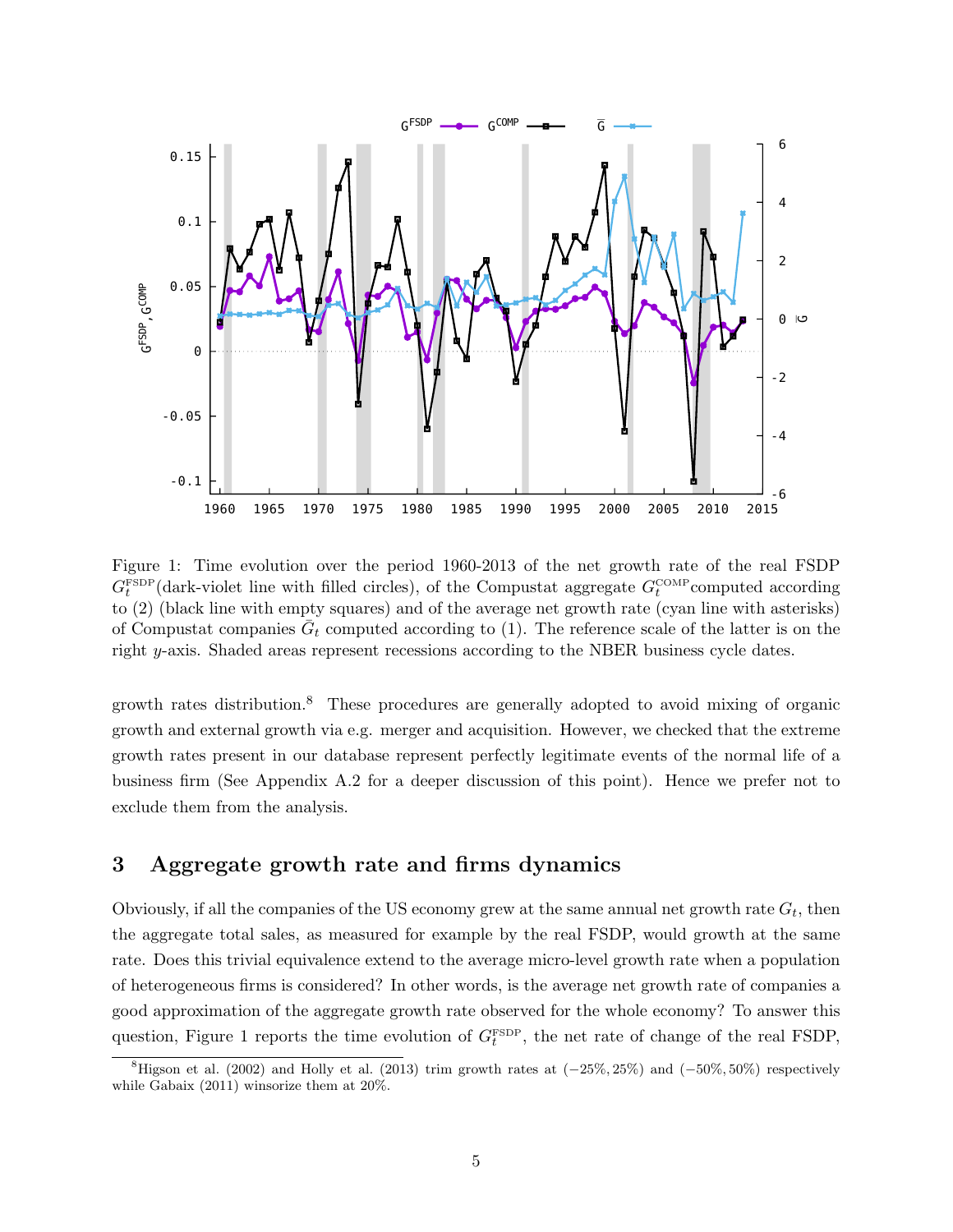Figure 1: Time evolution over the period 1960-2013 of the net growth rate of the real FSDP $G_t^{\text{FSDP}}$(dark-violet line with filled circles), of the Compustat aggregate $G_t^{\text{COMP}}$computed according to (2) (black line with empty squares) and of the average net growth rate (cyan line with asterisks) of Compustat companies $\bar{G}_t$ computed according to (1). The reference scale of the latter is on the right $y$-axis. Shaded areas represent recessions according to the NBER business cycle dates.

growth rates distribution.[8] These procedures are generally adopted to avoid mixing of organic growth and external growth via e.g. merger and acquisition. However, we checked that the extreme growth rates present in our database represent perfectly legitimate events of the normal life of a business firm (See Appendix A.2 for a deeper discussion of this point). Hence we prefer not to exclude them from the analysis.

## 3 Aggregate growth rate and firms dynamics

Obviously, if all the companies of the US economy grew at the same annual net growth rate $G_t$, then the aggregate total sales, as measured for example by the real FSDP, would growth at the same rate. Does this trivial equivalence extend to the average micro-level growth rate when a population of heterogeneous firms is considered? In other words, is the average net growth rate of companies a good approximation of the aggregate growth rate observed for the whole economy? To answer this question, Figure 1 reports the time evolution of $G_t^{\text{FSDP}}$, the net rate of change of the real FSDP,

[8] Higson et al. (2002) and Holly et al. (2013) trim growth rates at $(-25\%, 25\%)$ and $(-50\%, 50\%)$ respectively while Gabaix (2011) winsorize them at 20%.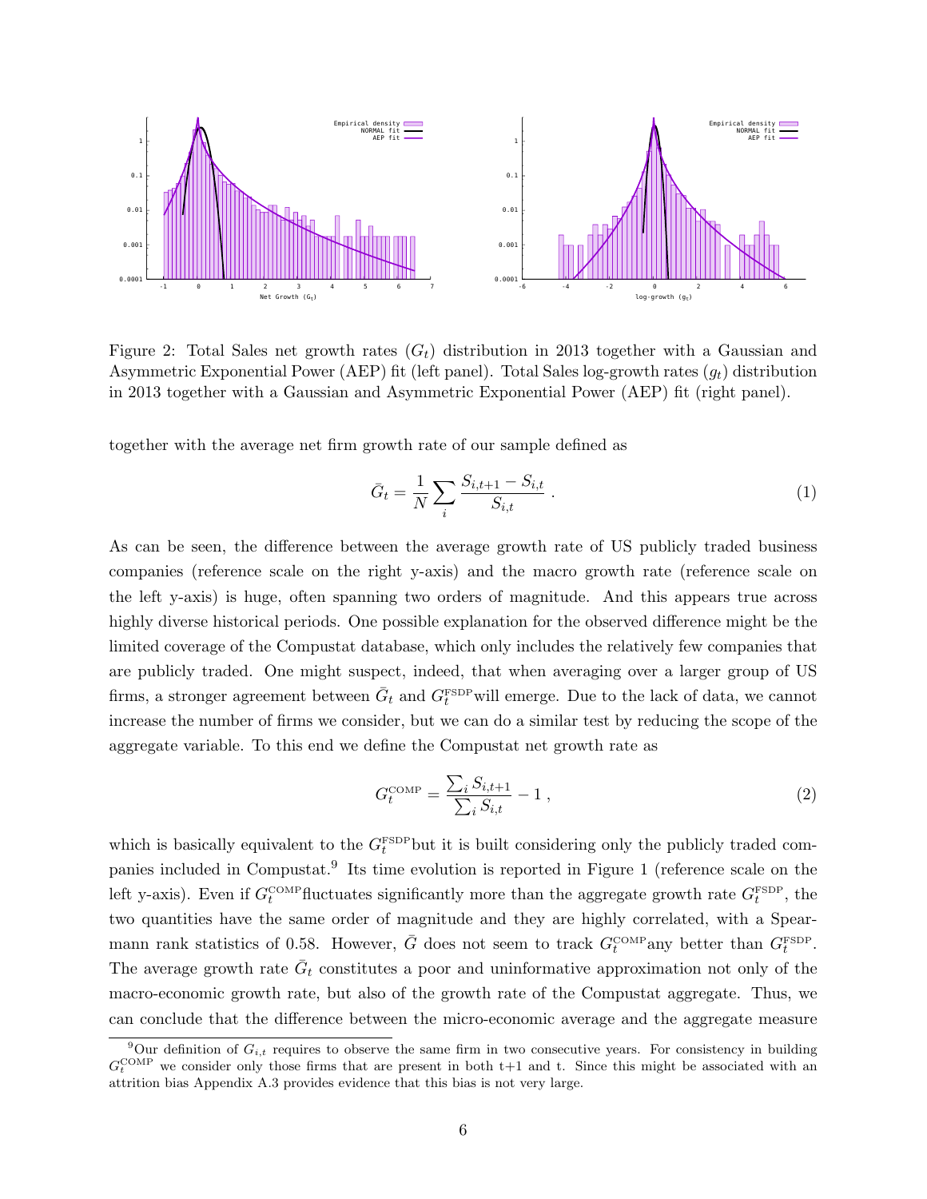Figure 2: Total Sales net growth rates ($G_t$) distribution in 2013 together with a Gaussian and Asymmetric Exponential Power (AEP) fit (left panel). Total Sales log-growth rates ($g_t$) distribution in 2013 together with a Gaussian and Asymmetric Exponential Power (AEP) fit (right panel).

together with the average net firm growth rate of our sample defined as

$$\bar{G}_t = \frac{1}{N} \sum_i \frac{S_{i,t+1} - S_{i,t}}{S_{i,t}} \; . \tag{1}$$

As can be seen, the difference between the average growth rate of US publicly traded business companies (reference scale on the right y-axis) and the macro growth rate (reference scale on the left y-axis) is huge, often spanning two orders of magnitude. And this appears true across highly diverse historical periods. One possible explanation for the observed difference might be the limited coverage of the Compustat database, which only includes the relatively few companies that are publicly traded. One might suspect, indeed, that when averaging over a larger group of US firms, a stronger agreement between $\bar{G}_t$ and $G_t^{\text{FSDP}}$will emerge. Due to the lack of data, we cannot increase the number of firms we consider, but we can do a similar test by reducing the scope of the aggregate variable. To this end we define the Compustat net growth rate as

$$G_t^{\text{COMP}} = \frac{\sum_i S_{i,t+1}}{\sum_i S_{i,t}} - 1 \; , \tag{2}$$

which is basically equivalent to the $G_t^{\text{FSDP}}$but it is built considering only the publicly traded companies included in Compustat.[9] Its time evolution is reported in Figure 1 (reference scale on the left y-axis). Even if $G_t^{\text{COMP}}$fluctuates significantly more than the aggregate growth rate $G_t^{\text{FSDP}}$, the two quantities have the same order of magnitude and they are highly correlated, with a Spearmann rank statistics of 0.58. However, $\bar{G}$ does not seem to track $G_t^{\text{COMP}}$any better than $G_t^{\text{FSDP}}$. The average growth rate $\bar{G}_t$ constitutes a poor and uninformative approximation not only of the macro-economic growth rate, but also of the growth rate of the Compustat aggregate. Thus, we can conclude that the difference between the micro-economic average and the aggregate measure

[9] Our definition of $G_{i,t}$ requires to observe the same firm in two consecutive years. For consistency in building $G_t^{\text{COMP}}$ we consider only those firms that are present in both t+1 and t. Since this might be associated with an attrition bias Appendix A.3 provides evidence that this bias is not very large.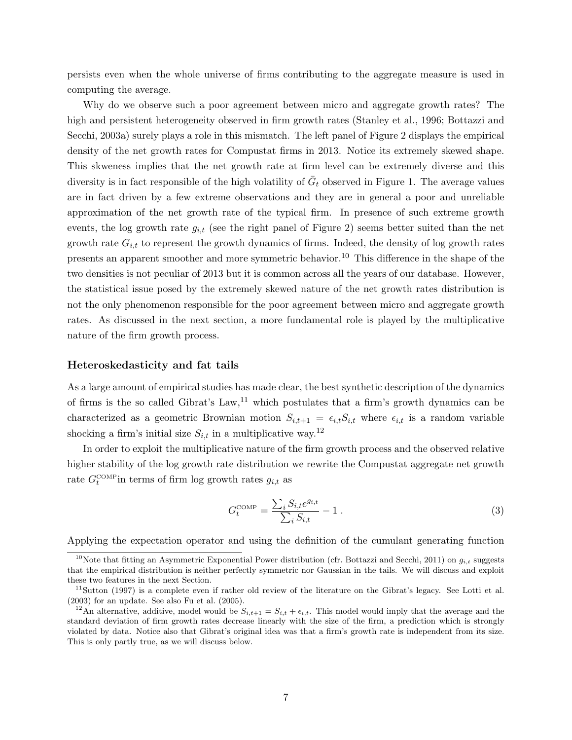persists even when the whole universe of firms contributing to the aggregate measure is used in computing the average.

Why do we observe such a poor agreement between micro and aggregate growth rates? The high and persistent heterogeneity observed in firm growth rates (Stanley et al., 1996; Bottazzi and Secchi, 2003a) surely plays a role in this mismatch. The left panel of Figure 2 displays the empirical density of the net growth rates for Compustat firms in 2013. Notice its extremely skewed shape. This skweness implies that the net growth rate at firm level can be extremely diverse and this diversity is in fact responsible of the high volatility of $\bar{G}_t$ observed in Figure 1. The average values are in fact driven by a few extreme observations and they are in general a poor and unreliable approximation of the net growth rate of the typical firm. In presence of such extreme growth events, the log growth rate $g_{i,t}$ (see the right panel of Figure 2) seems better suited than the net growth rate $G_{i,t}$ to represent the growth dynamics of firms. Indeed, the density of log growth rates presents an apparent smoother and more symmetric behavior.[10] This difference in the shape of the two densities is not peculiar of 2013 but it is common across all the years of our database. However, the statistical issue posed by the extremely skewed nature of the net growth rates distribution is not the only phenomenon responsible for the poor agreement between micro and aggregate growth rates. As discussed in the next section, a more fundamental role is played by the multiplicative nature of the firm growth process.

### Heteroskedasticity and fat tails

As a large amount of empirical studies has made clear, the best synthetic description of the dynamics of firms is the so called Gibrat's Law,[11] which postulates that a firm's growth dynamics can be characterized as a geometric Brownian motion $S_{i,t+1} = \epsilon_{i,t} S_{i,t}$ where $\epsilon_{i,t}$ is a random variable shocking a firm's initial size $S_{i,t}$ in a multiplicative way.[12]

In order to exploit the multiplicative nature of the firm growth process and the observed relative higher stability of the log growth rate distribution we rewrite the Compustat aggregate net growth rate $G_t^{\text{COMP}}$ in terms of firm log growth rates $g_{i,t}$ as

$$G_t^{\text{COMP}} = \frac{\sum_i S_{i,t} e^{g_{i,t}}}{\sum_i S_{i,t}} - 1 \,. \tag{3}$$

Applying the expectation operator and using the definition of the cumulant generating function

---

[10] Note that fitting an Asymmetric Exponential Power distribution (cfr. Bottazzi and Secchi, 2011) on $g_{i,t}$ suggests that the empirical distribution is neither perfectly symmetric nor Gaussian in the tails. We will discuss and exploit these two features in the next Section.

[11] Sutton (1997) is a complete even if rather old review of the literature on the Gibrat's legacy. See Lotti et al. (2003) for an update. See also Fu et al. (2005).

[12] An alternative, additive, model would be $S_{i,t+1} = S_{i,t} + \epsilon_{i,t}$. This model would imply that the average and the standard deviation of firm growth rates decrease linearly with the size of the firm, a prediction which is strongly violated by data. Notice also that Gibrat's original idea was that a firm's growth rate is independent from its size. This is only partly true, as we will discuss below.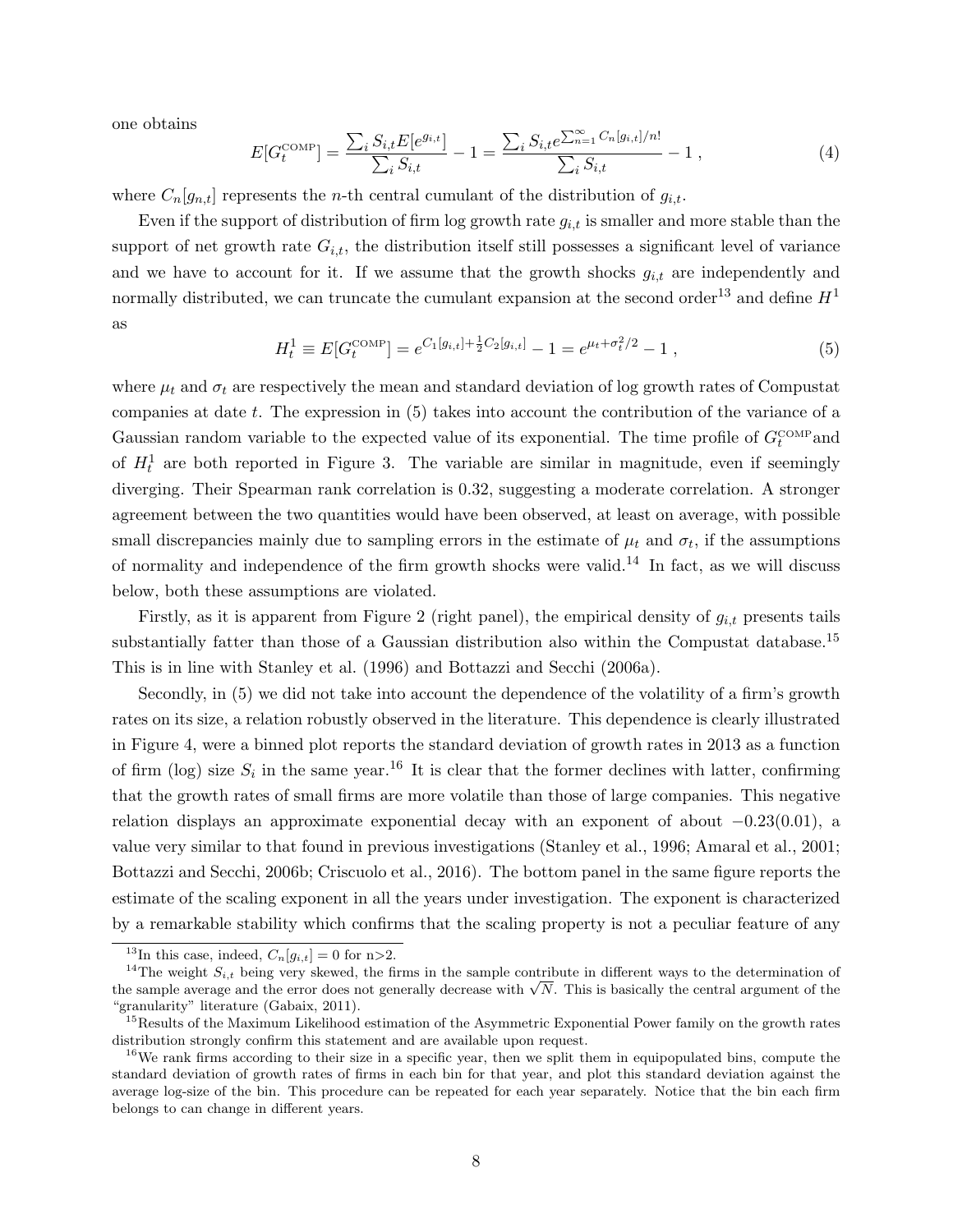one obtains

$$E[G_t^{\text{COMP}}] = \frac{\sum_i S_{i,t} E[e^{g_{i,t}}]}{\sum_i S_{i,t}} - 1 = \frac{\sum_i S_{i,t} e^{\sum_{n=1}^{\infty} C_n[g_{i,t}]/n!}}{\sum_i S_{i,t}} - 1 \,, \tag{4}$$

where $C_n[g_{n,t}]$ represents the $n$-th central cumulant of the distribution of $g_{i,t}$.

Even if the support of distribution of firm log growth rate $g_{i,t}$ is smaller and more stable than the support of net growth rate $G_{i,t}$, the distribution itself still possesses a significant level of variance and we have to account for it. If we assume that the growth shocks $g_{i,t}$ are independently and normally distributed, we can truncate the cumulant expansion at the second order[13] and define $H^1$ as

$$H_t^1 \equiv E[G_t^{\text{COMP}}] = e^{C_1[g_{i,t}] + \frac{1}{2} C_2[g_{i,t}]} - 1 = e^{\mu_t + \sigma_t^2/2} - 1 \,, \tag{5}$$

where $\mu_t$ and $\sigma_t$ are respectively the mean and standard deviation of log growth rates of Compustat companies at date $t$. The expression in (5) takes into account the contribution of the variance of a Gaussian random variable to the expected value of its exponential. The time profile of $G_t^{\text{COMP}}$ and of $H_t^1$ are both reported in Figure 3. The variable are similar in magnitude, even if seemingly diverging. Their Spearman rank correlation is 0.32, suggesting a moderate correlation. A stronger agreement between the two quantities would have been observed, at least on average, with possible small discrepancies mainly due to sampling errors in the estimate of $\mu_t$ and $\sigma_t$, if the assumptions of normality and independence of the firm growth shocks were valid.[14] In fact, as we will discuss below, both these assumptions are violated.

Firstly, as it is apparent from Figure 2 (right panel), the empirical density of $g_{i,t}$ presents tails substantially fatter than those of a Gaussian distribution also within the Compustat database.[15] This is in line with Stanley et al. (1996) and Bottazzi and Secchi (2006a).

Secondly, in (5) we did not take into account the dependence of the volatility of a firm's growth rates on its size, a relation robustly observed in the literature. This dependence is clearly illustrated in Figure 4, were a binned plot reports the standard deviation of growth rates in 2013 as a function of firm (log) size $S_i$ in the same year.[16] It is clear that the former declines with latter, confirming that the growth rates of small firms are more volatile than those of large companies. This negative relation displays an approximate exponential decay with an exponent of about $-0.23(0.01)$, a value very similar to that found in previous investigations (Stanley et al., 1996; Amaral et al., 2001; Bottazzi and Secchi, 2006b; Criscuolo et al., 2016). The bottom panel in the same figure reports the estimate of the scaling exponent in all the years under investigation. The exponent is characterized by a remarkable stability which confirms that the scaling property is not a peculiar feature of any

---

[13] In this case, indeed, $C_n[g_{i,t}] = 0$ for n>2.

[14] The weight $S_{i,t}$ being very skewed, the firms in the sample contribute in different ways to the determination of the sample average and the error does not generally decrease with $\sqrt{N}$. This is basically the central argument of the "granularity" literature (Gabaix, 2011).

[15] Results of the Maximum Likelihood estimation of the Asymmetric Exponential Power family on the growth rates distribution strongly confirm this statement and are available upon request.

[16] We rank firms according to their size in a specific year, then we split them in equipopulated bins, compute the standard deviation of growth rates of firms in each bin for that year, and plot this standard deviation against the average log-size of the bin. This procedure can be repeated for each year separately. Notice that the bin each firm belongs to can change in different years.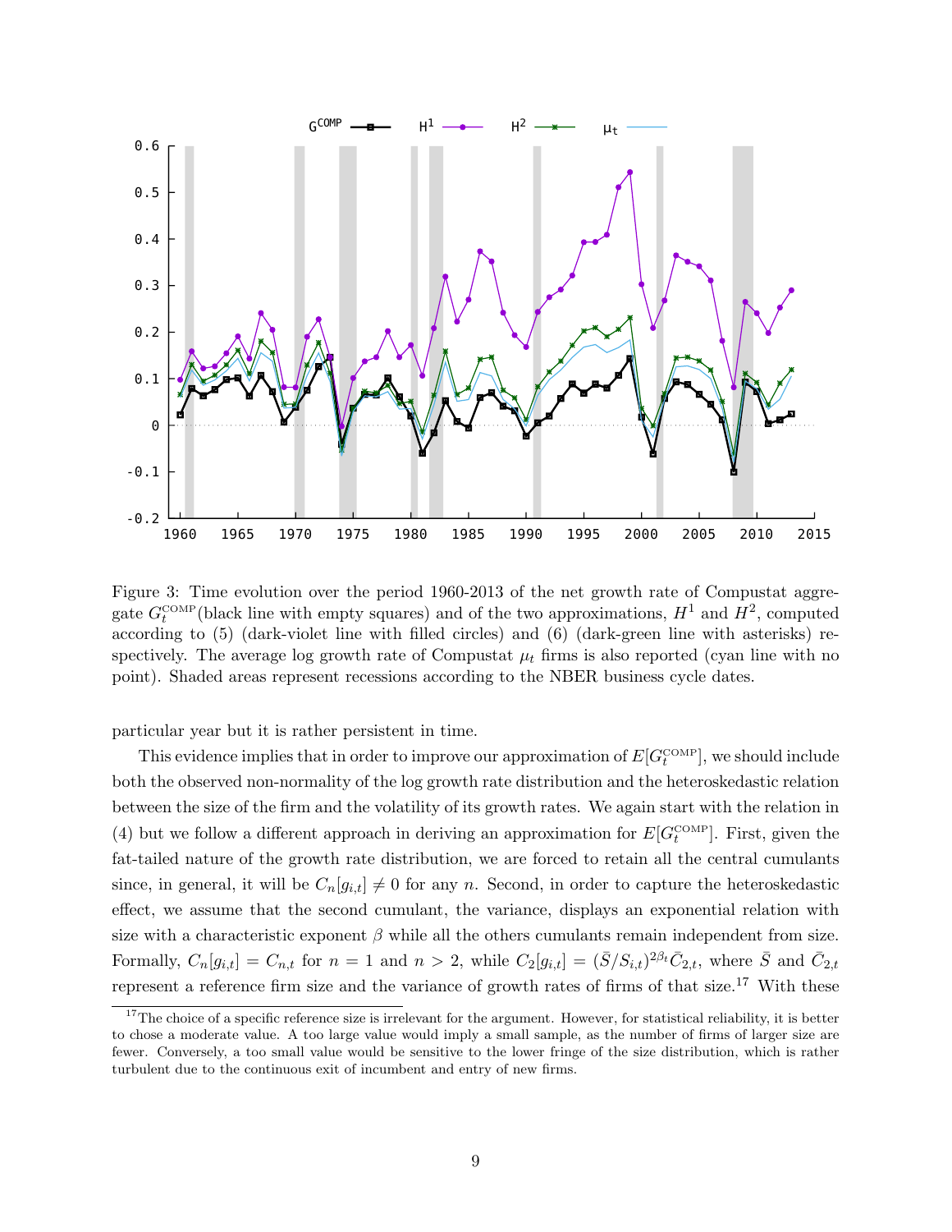Figure 3: Time evolution over the period 1960-2013 of the net growth rate of Compustat aggregate $G_t^{\text{COMP}}$(black line with empty squares) and of the two approximations, $H^1$ and $H^2$, computed according to (5) (dark-violet line with filled circles) and (6) (dark-green line with asterisks) respectively. The average log growth rate of Compustat $\mu_t$ firms is also reported (cyan line with no point). Shaded areas represent recessions according to the NBER business cycle dates.

particular year but it is rather persistent in time.

This evidence implies that in order to improve our approximation of $E[G_t^{\text{COMP}}]$, we should include both the observed non-normality of the log growth rate distribution and the heteroskedastic relation between the size of the firm and the volatility of its growth rates. We again start with the relation in (4) but we follow a different approach in deriving an approximation for $E[G_t^{\text{COMP}}]$. First, given the fat-tailed nature of the growth rate distribution, we are forced to retain all the central cumulants since, in general, it will be $C_n[g_{i,t}] \neq 0$ for any $n$. Second, in order to capture the heteroskedastic effect, we assume that the second cumulant, the variance, displays an exponential relation with size with a characteristic exponent $\beta$ while all the others cumulants remain independent from size. Formally, $C_n[g_{i,t}] = C_{n,t}$ for $n = 1$ and $n > 2$, while $C_2[g_{i,t}] = (\bar{S}/S_{i,t})^{2\beta_t}\bar{C}_{2,t}$, where $\bar{S}$ and $\bar{C}_{2,t}$ represent a reference firm size and the variance of growth rates of firms of that size.[17] With these

[17]The choice of a specific reference size is irrelevant for the argument. However, for statistical reliability, it is better to chose a moderate value. A too large value would imply a small sample, as the number of firms of larger size are fewer. Conversely, a too small value would be sensitive to the lower fringe of the size distribution, which is rather turbulent due to the continuous exit of incumbent and entry of new firms.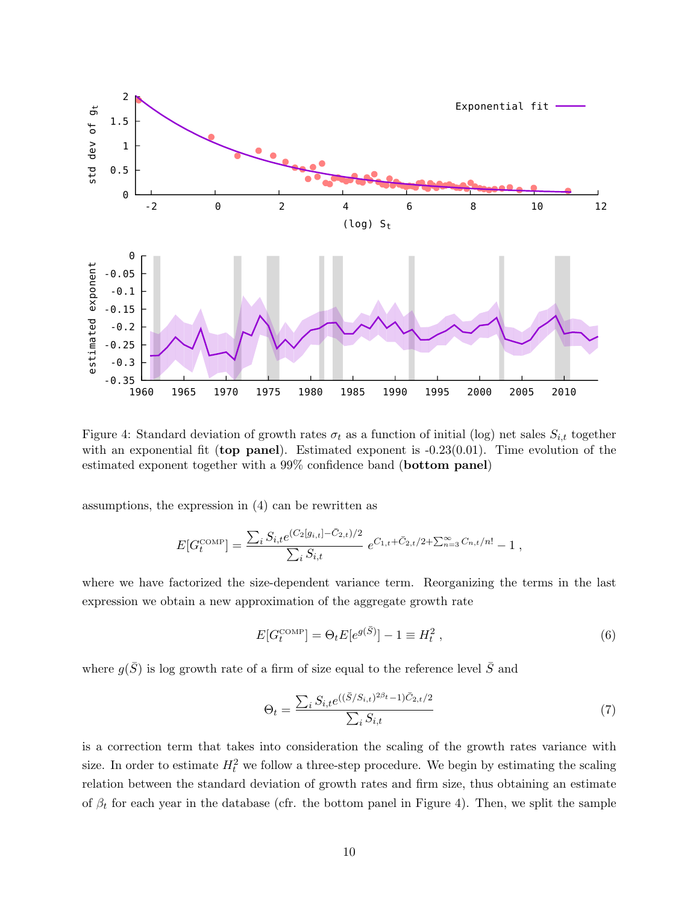Figure 4: Standard deviation of growth rates $\sigma_t$ as a function of initial (log) net sales $S_{i,t}$ together with an exponential fit (**top panel**). Estimated exponent is -0.23(0.01). Time evolution of the estimated exponent together with a 99% confidence band (**bottom panel**)

assumptions, the expression in (4) can be rewritten as

$$E[G_t^{\text{COMP}}] = \frac{\sum_i S_{i,t} e^{(C_2[g_{i,t}] - \bar{C}_{2,t})/2}}{\sum_i S_{i,t}} \, e^{C_{1,t} + \bar{C}_{2,t}/2 + \sum_{n=3}^{\infty} C_{n,t}/n!} - 1 \; ,$$

where we have factorized the size-dependent variance term. Reorganizing the terms in the last expression we obtain a new approximation of the aggregate growth rate

$$E[G_t^{\text{COMP}}] = \Theta_t E[e^{g(\bar{S})}] - 1 \equiv H_t^2 \; , \tag{6}$$

where $g(\bar{S})$ is log growth rate of a firm of size equal to the reference level $\bar{S}$ and

$$\Theta_t = \frac{\sum_i S_{i,t} e^{((\bar{S}/S_{i,t})^{2\beta_t} - 1)\bar{C}_{2,t}/2}}{\sum_i S_{i,t}} \tag{7}$$

is a correction term that takes into consideration the scaling of the growth rates variance with size. In order to estimate $H_t^2$ we follow a three-step procedure. We begin by estimating the scaling relation between the standard deviation of growth rates and firm size, thus obtaining an estimate of $\beta_t$ for each year in the database (cfr. the bottom panel in Figure 4). Then, we split the sample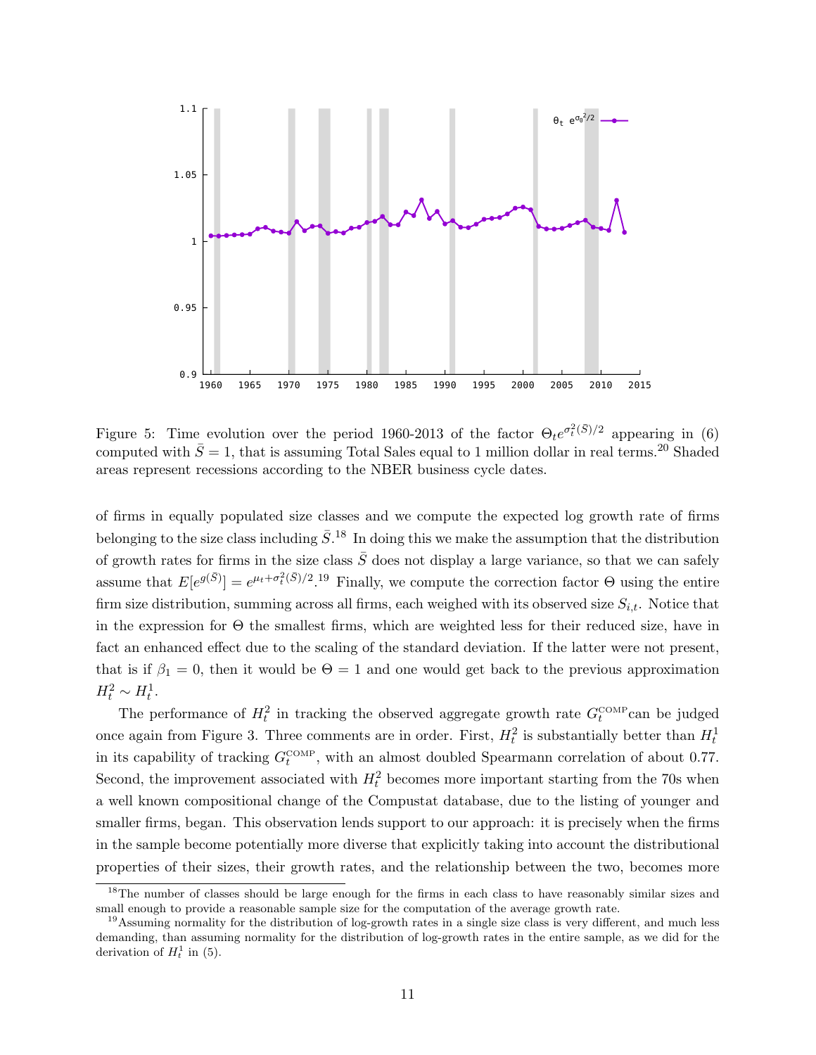Figure 5: Time evolution over the period 1960-2013 of the factor $\Theta_t e^{\sigma_t^2(\bar{S})/2}$ appearing in (6) computed with $\bar{S} = 1$, that is assuming Total Sales equal to 1 million dollar in real terms.[20] Shaded areas represent recessions according to the NBER business cycle dates.

of firms in equally populated size classes and we compute the expected log growth rate of firms belonging to the size class including $\bar{S}$.[18] In doing this we make the assumption that the distribution of growth rates for firms in the size class $\bar{S}$ does not display a large variance, so that we can safely assume that $E[e^{g(\bar{S})}] = e^{\mu_t + \sigma_t^2(\bar{S})/2}$.[19] Finally, we compute the correction factor $\Theta$ using the entire firm size distribution, summing across all firms, each weighed with its observed size $S_{i,t}$. Notice that in the expression for $\Theta$ the smallest firms, which are weighted less for their reduced size, have in fact an enhanced effect due to the scaling of the standard deviation. If the latter were not present, that is if $\beta_1 = 0$, then it would be $\Theta = 1$ and one would get back to the previous approximation $H_t^2 \sim H_t^1$.

The performance of $H_t^2$ in tracking the observed aggregate growth rate $G_t^{\text{COMP}}$ can be judged once again from Figure 3. Three comments are in order. First, $H_t^2$ is substantially better than $H_t^1$ in its capability of tracking $G_t^{\text{COMP}}$, with an almost doubled Spearmann correlation of about 0.77. Second, the improvement associated with $H_t^2$ becomes more important starting from the 70s when a well known compositional change of the Compustat database, due to the listing of younger and smaller firms, began. This observation lends support to our approach: it is precisely when the firms in the sample become potentially more diverse that explicitly taking into account the distributional properties of their sizes, their growth rates, and the relationship between the two, becomes more

[18] The number of classes should be large enough for the firms in each class to have reasonably similar sizes and small enough to provide a reasonable sample size for the computation of the average growth rate.

[19] Assuming normality for the distribution of log-growth rates in a single size class is very different, and much less demanding, than assuming normality for the distribution of log-growth rates in the entire sample, as we did for the derivation of $H_t^1$ in (5).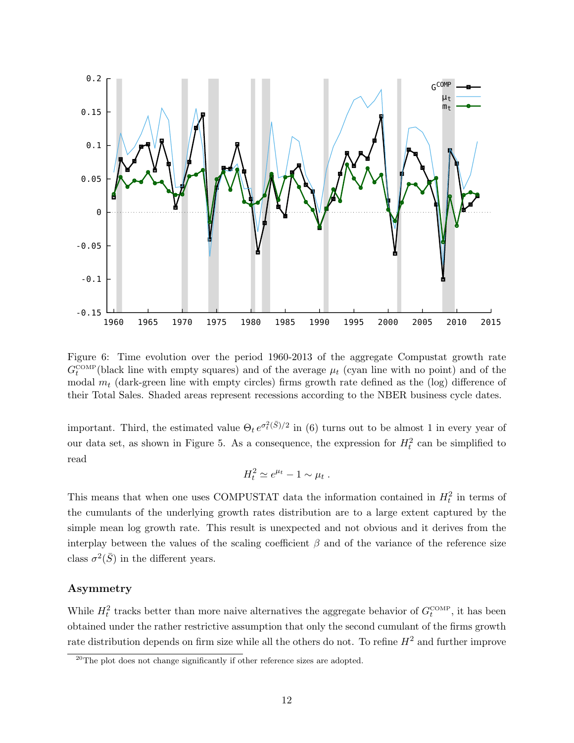Figure 6: Time evolution over the period 1960-2013 of the aggregate Compustat growth rate $G_t^{\text{COMP}}$(black line with empty squares) and of the average $\mu_t$ (cyan line with no point) and of the modal $m_t$ (dark-green line with empty circles) firms growth rate defined as the (log) difference of their Total Sales. Shaded areas represent recessions according to the NBER business cycle dates.

important. Third, the estimated value $\Theta_t \, e^{\sigma_t^2(\bar{S})/2}$ in (6) turns out to be almost 1 in every year of our data set, as shown in Figure 5. As a consequence, the expression for $H_t^2$ can be simplified to read

$$H_t^2 \simeq e^{\mu_t} - 1 \sim \mu_t \, .$$

This means that when one uses COMPUSTAT data the information contained in $H_t^2$ in terms of the cumulants of the underlying growth rates distribution are to a large extent captured by the simple mean log growth rate. This result is unexpected and not obvious and it derives from the interplay between the values of the scaling coefficient $\beta$ and of the variance of the reference size class $\sigma^2(\bar{S})$ in the different years.

### Asymmetry

While $H_t^2$ tracks better than more naive alternatives the aggregate behavior of $G_t^{\text{COMP}}$, it has been obtained under the rather restrictive assumption that only the second cumulant of the firms growth rate distribution depends on firm size while all the others do not. To refine $H^2$ and further improve

[20]The plot does not change significantly if other reference sizes are adopted.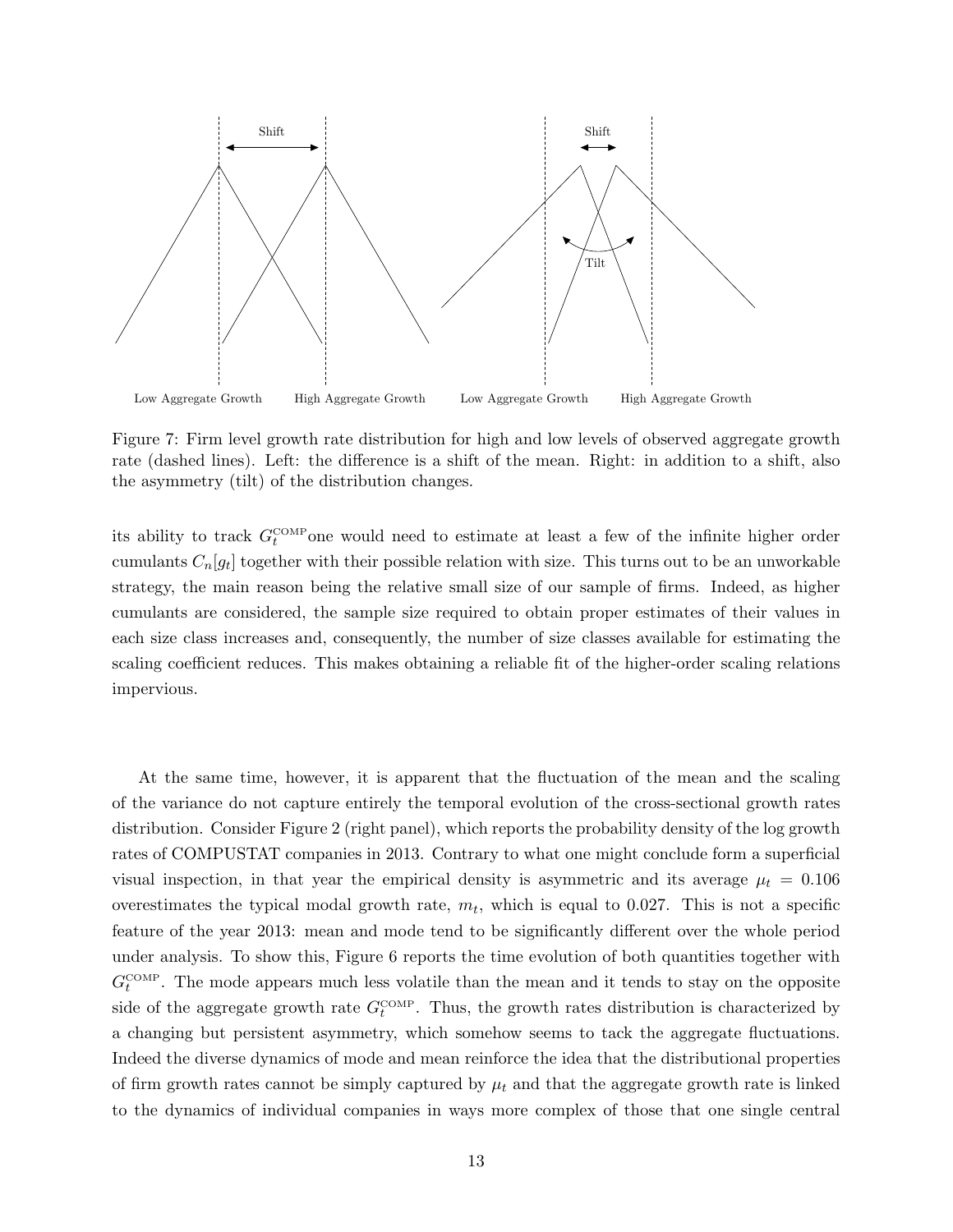Figure 7: Firm level growth rate distribution for high and low levels of observed aggregate growth rate (dashed lines). Left: the difference is a shift of the mean. Right: in addition to a shift, also the asymmetry (tilt) of the distribution changes.

its ability to track $G_t^{\text{COMP}}$one would need to estimate at least a few of the infinite higher order cumulants $C_n[g_t]$ together with their possible relation with size. This turns out to be an unworkable strategy, the main reason being the relative small size of our sample of firms. Indeed, as higher cumulants are considered, the sample size required to obtain proper estimates of their values in each size class increases and, consequently, the number of size classes available for estimating the scaling coefficient reduces. This makes obtaining a reliable fit of the higher-order scaling relations impervious.

At the same time, however, it is apparent that the fluctuation of the mean and the scaling of the variance do not capture entirely the temporal evolution of the cross-sectional growth rates distribution. Consider Figure 2 (right panel), which reports the probability density of the log growth rates of COMPUSTAT companies in 2013. Contrary to what one might conclude form a superficial visual inspection, in that year the empirical density is asymmetric and its average $\mu_t = 0.106$ overestimates the typical modal growth rate, $m_t$, which is equal to 0.027. This is not a specific feature of the year 2013: mean and mode tend to be significantly different over the whole period under analysis. To show this, Figure 6 reports the time evolution of both quantities together with $G_t^{\text{COMP}}$. The mode appears much less volatile than the mean and it tends to stay on the opposite side of the aggregate growth rate $G_t^{\text{COMP}}$. Thus, the growth rates distribution is characterized by a changing but persistent asymmetry, which somehow seems to tack the aggregate fluctuations. Indeed the diverse dynamics of mode and mean reinforce the idea that the distributional properties of firm growth rates cannot be simply captured by $\mu_t$ and that the aggregate growth rate is linked to the dynamics of individual companies in ways more complex of those that one single central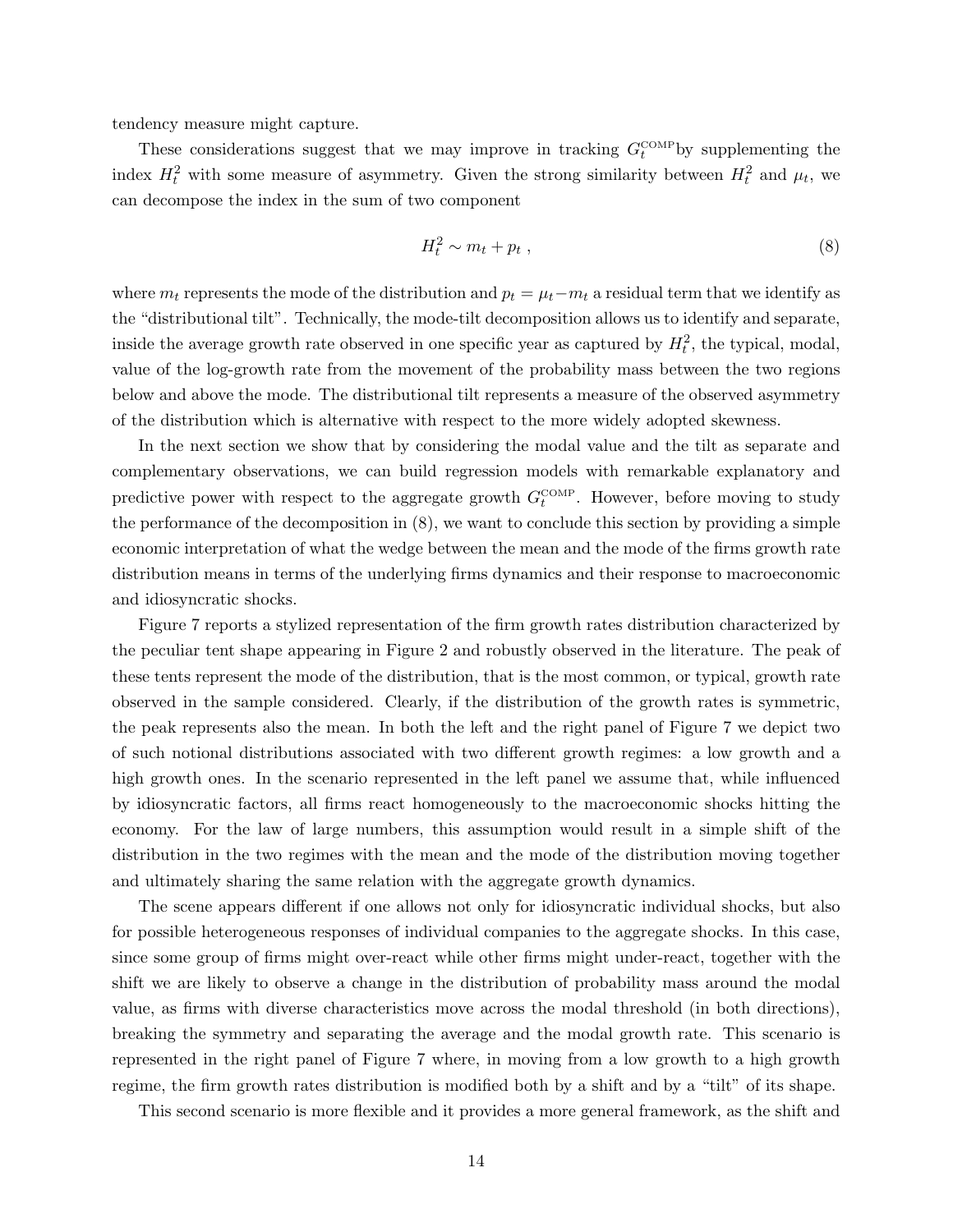tendency measure might capture.

These considerations suggest that we may improve in tracking $G_t^{\text{COMP}}$by supplementing the index $H_t^2$ with some measure of asymmetry. Given the strong similarity between $H_t^2$ and $\mu_t$, we can decompose the index in the sum of two component

$$H_t^2 \sim m_t + p_t \ , \tag{8}$$

where $m_t$ represents the mode of the distribution and $p_t = \mu_t - m_t$ a residual term that we identify as the "distributional tilt". Technically, the mode-tilt decomposition allows us to identify and separate, inside the average growth rate observed in one specific year as captured by $H_t^2$, the typical, modal, value of the log-growth rate from the movement of the probability mass between the two regions below and above the mode. The distributional tilt represents a measure of the observed asymmetry of the distribution which is alternative with respect to the more widely adopted skewness.

In the next section we show that by considering the modal value and the tilt as separate and complementary observations, we can build regression models with remarkable explanatory and predictive power with respect to the aggregate growth $G_t^{\text{COMP}}$. However, before moving to study the performance of the decomposition in (8), we want to conclude this section by providing a simple economic interpretation of what the wedge between the mean and the mode of the firms growth rate distribution means in terms of the underlying firms dynamics and their response to macroeconomic and idiosyncratic shocks.

Figure 7 reports a stylized representation of the firm growth rates distribution characterized by the peculiar tent shape appearing in Figure 2 and robustly observed in the literature. The peak of these tents represent the mode of the distribution, that is the most common, or typical, growth rate observed in the sample considered. Clearly, if the distribution of the growth rates is symmetric, the peak represents also the mean. In both the left and the right panel of Figure 7 we depict two of such notional distributions associated with two different growth regimes: a low growth and a high growth ones. In the scenario represented in the left panel we assume that, while influenced by idiosyncratic factors, all firms react homogeneously to the macroeconomic shocks hitting the economy. For the law of large numbers, this assumption would result in a simple shift of the distribution in the two regimes with the mean and the mode of the distribution moving together and ultimately sharing the same relation with the aggregate growth dynamics.

The scene appears different if one allows not only for idiosyncratic individual shocks, but also for possible heterogeneous responses of individual companies to the aggregate shocks. In this case, since some group of firms might over-react while other firms might under-react, together with the shift we are likely to observe a change in the distribution of probability mass around the modal value, as firms with diverse characteristics move across the modal threshold (in both directions), breaking the symmetry and separating the average and the modal growth rate. This scenario is represented in the right panel of Figure 7 where, in moving from a low growth to a high growth regime, the firm growth rates distribution is modified both by a shift and by a "tilt" of its shape.

This second scenario is more flexible and it provides a more general framework, as the shift and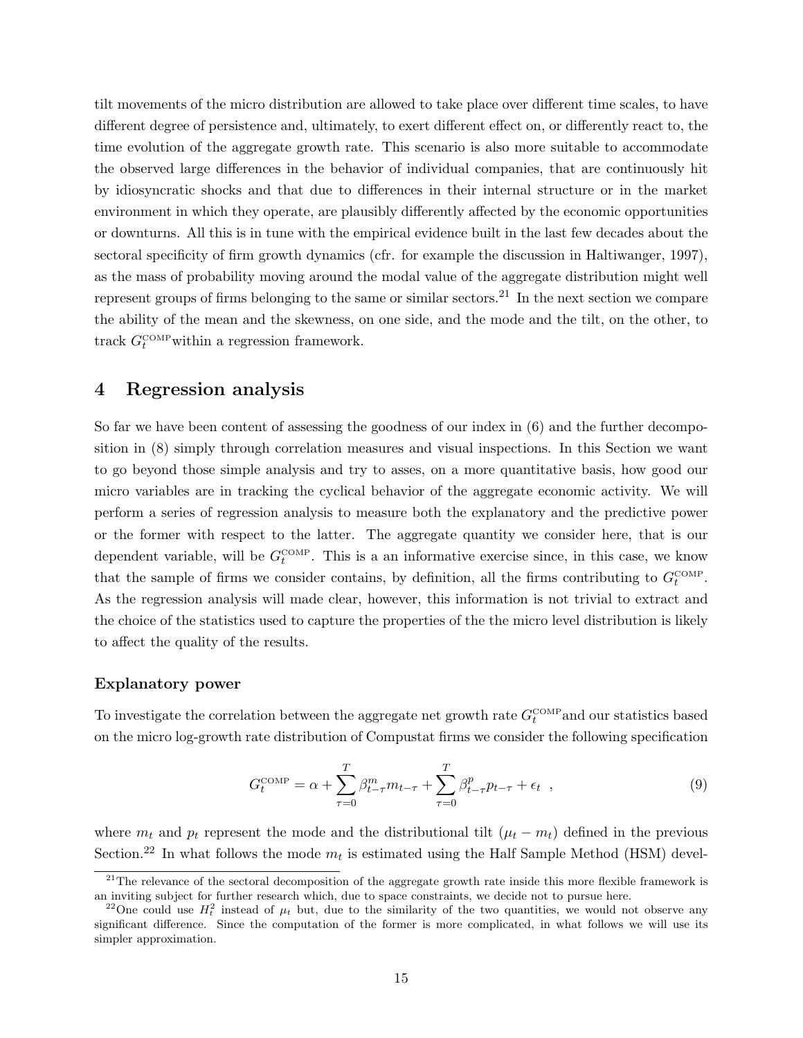tilt movements of the micro distribution are allowed to take place over different time scales, to have different degree of persistence and, ultimately, to exert different effect on, or differently react to, the time evolution of the aggregate growth rate. This scenario is also more suitable to accommodate the observed large differences in the behavior of individual companies, that are continuously hit by idiosyncratic shocks and that due to differences in their internal structure or in the market environment in which they operate, are plausibly differently affected by the economic opportunities or downturns. All this is in tune with the empirical evidence built in the last few decades about the sectoral specificity of firm growth dynamics (cfr. for example the discussion in Haltiwanger, 1997), as the mass of probability moving around the modal value of the aggregate distribution might well represent groups of firms belonging to the same or similar sectors.[21] In the next section we compare the ability of the mean and the skewness, on one side, and the mode and the tilt, on the other, to track $G_t^{\text{COMP}}$within a regression framework.

# 4 Regression analysis

So far we have been content of assessing the goodness of our index in (6) and the further decomposition in (8) simply through correlation measures and visual inspections. In this Section we want to go beyond those simple analysis and try to asses, on a more quantitative basis, how good our micro variables are in tracking the cyclical behavior of the aggregate economic activity. We will perform a series of regression analysis to measure both the explanatory and the predictive power or the former with respect to the latter. The aggregate quantity we consider here, that is our dependent variable, will be $G_t^{\text{COMP}}$. This is a an informative exercise since, in this case, we know that the sample of firms we consider contains, by definition, all the firms contributing to $G_t^{\text{COMP}}$. As the regression analysis will made clear, however, this information is not trivial to extract and the choice of the statistics used to capture the properties of the the micro level distribution is likely to affect the quality of the results.

### Explanatory power

To investigate the correlation between the aggregate net growth rate $G_t^{\text{COMP}}$and our statistics based on the micro log-growth rate distribution of Compustat firms we consider the following specification

$$G_t^{\text{COMP}} = \alpha + \sum_{\tau=0}^{T} \beta_{t-\tau}^{m} m_{t-\tau} + \sum_{\tau=0}^{T} \beta_{t-\tau}^{p} p_{t-\tau} + \epsilon_t \quad , \tag{9}$$

where $m_t$ and $p_t$ represent the mode and the distributional tilt ($\mu_t - m_t$) defined in the previous Section.[22] In what follows the mode $m_t$ is estimated using the Half Sample Method (HSM) devel-

[21] The relevance of the sectoral decomposition of the aggregate growth rate inside this more flexible framework is an inviting subject for further research which, due to space constraints, we decide not to pursue here.

[22] One could use $H_t^2$ instead of $\mu_t$ but, due to the similarity of the two quantities, we would not observe any significant difference. Since the computation of the former is more complicated, in what follows we will use its simpler approximation.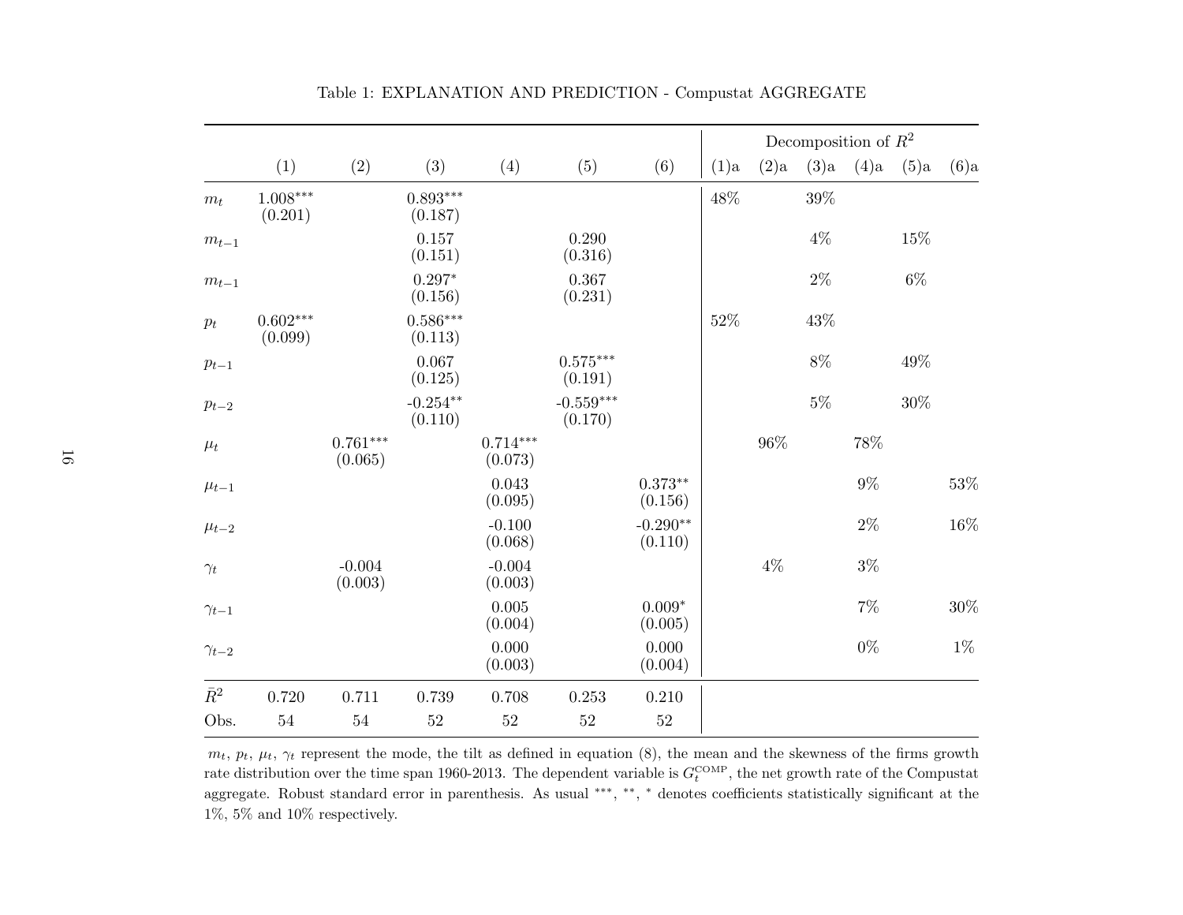Table 1: EXPLANATION AND PREDICTION - Compustat AGGREGATE

| | (1) | (2) | (3) | (4) | (5) | (6) | (1)a | (2)a | (3)a | (4)a | (5)a | (6)a |
|---|---|---|---|---|---|---|---|---|---|---|---|---|
| | | | | | | | Decomposition of $R^2$ | | | | | |
| $m_t$ | 1.008*** (0.201) | | 0.893*** (0.187) | | | | 48% | | 39% | | | |
| $m_{t-1}$ | | | 0.157 (0.151) | | 0.290 (0.316) | | | | 4% | | 15% | |
| $m_{t-1}$ | | | 0.297* (0.156) | | 0.367 (0.231) | | | | 2% | | 6% | |
| $p_t$ | 0.602*** (0.099) | | 0.586*** (0.113) | | | | 52% | | 43% | | | |
| $p_{t-1}$ | | | 0.067 (0.125) | | 0.575*** (0.191) | | | | 8% | | 49% | |
| $p_{t-2}$ | | | -0.254** (0.110) | | -0.559*** (0.170) | | | | 5% | | 30% | |
| $\mu_t$ | | 0.761*** (0.065) | | 0.714*** (0.073) | | | | 96% | | 78% | | |
| $\mu_{t-1}$ | | | | 0.043 (0.095) | | 0.373** (0.156) | | | | 9% | | 53% |
| $\mu_{t-2}$ | | | | -0.100 (0.068) | | -0.290** (0.110) | | | | 2% | | 16% |
| $\gamma_t$ | | -0.004 (0.003) | | -0.004 (0.003) | | | | 4% | | 3% | | |
| $\gamma_{t-1}$ | | | | 0.005 (0.004) | | 0.009* (0.005) | | | | 7% | | 30% |
| $\gamma_{t-2}$ | | | | 0.000 (0.003) | | 0.000 (0.004) | | | | 0% | | 1% |
| $\bar{R}^2$ | 0.720 | 0.711 | 0.739 | 0.708 | 0.253 | 0.210 | | | | | | |
| Obs. | 54 | 54 | 52 | 52 | 52 | 52 | | | | | | |

$m_t$, $p_t$, $\mu_t$, $\gamma_t$ represent the mode, the tilt as defined in equation (8), the mean and the skewness of the firms growth rate distribution over the time span 1960-2013. The dependent variable is $G_t^{\text{COMP}}$, the net growth rate of the Compustat aggregate. Robust standard error in parenthesis. As usual ***, **, * denotes coefficients statistically significant at the 1%, 5% and 10% respectively.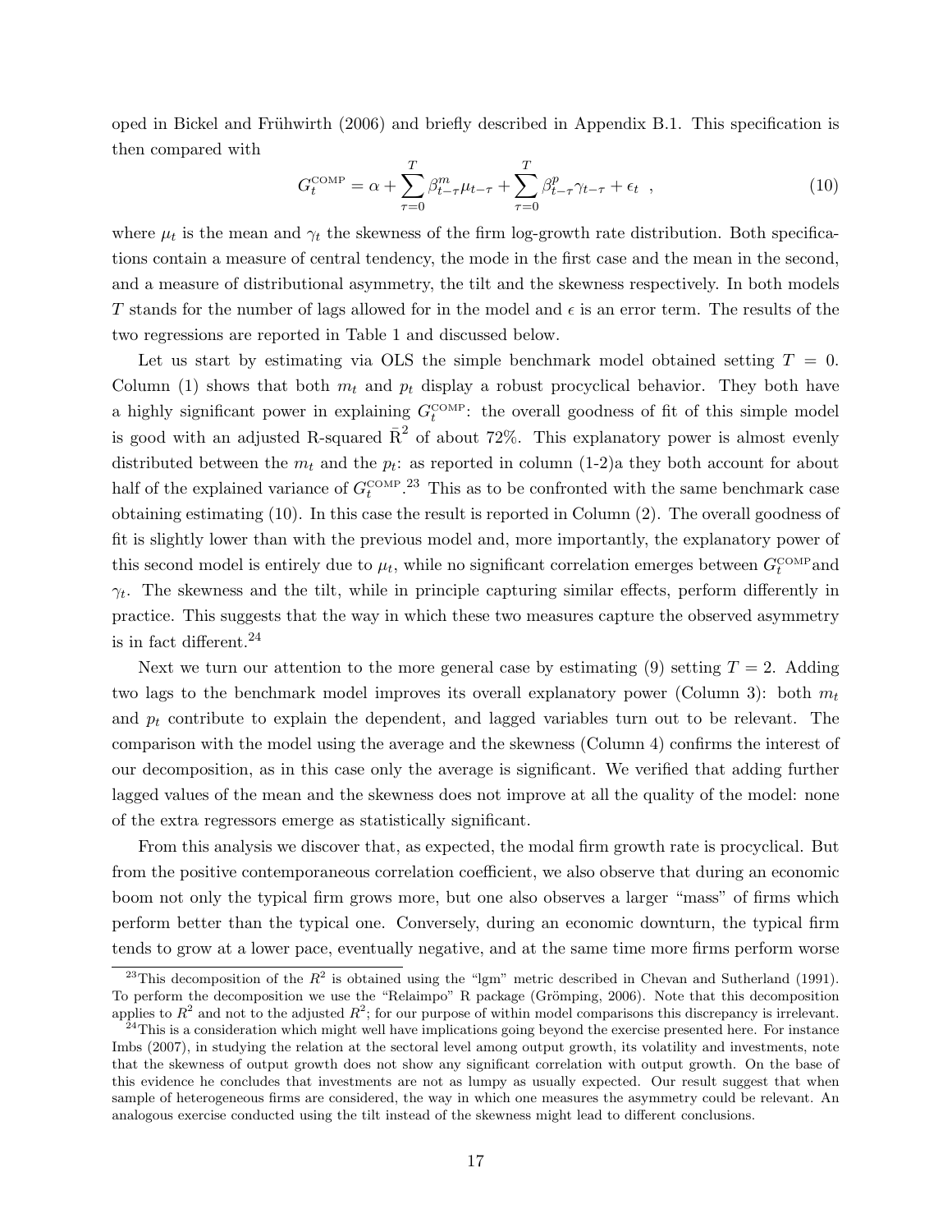oped in Bickel and Frühwirth (2006) and briefly described in Appendix B.1. This specification is then compared with

$$G_t^{\text{COMP}} = \alpha + \sum_{\tau=0}^{T} \beta_{t-\tau}^{m} \mu_{t-\tau} + \sum_{\tau=0}^{T} \beta_{t-\tau}^{p} \gamma_{t-\tau} + \epsilon_t \ \ , \tag{10}$$

where $\mu_t$ is the mean and $\gamma_t$ the skewness of the firm log-growth rate distribution. Both specifications contain a measure of central tendency, the mode in the first case and the mean in the second, and a measure of distributional asymmetry, the tilt and the skewness respectively. In both models $T$ stands for the number of lags allowed for in the model and $\epsilon$ is an error term. The results of the two regressions are reported in Table 1 and discussed below.

Let us start by estimating via OLS the simple benchmark model obtained setting $T = 0$. Column (1) shows that both $m_t$ and $p_t$ display a robust procyclical behavior. They both have a highly significant power in explaining $G_t^{\text{COMP}}$: the overall goodness of fit of this simple model is good with an adjusted R-squared $\bar{\text{R}}^2$ of about 72%. This explanatory power is almost evenly distributed between the $m_t$ and the $p_t$: as reported in column (1-2)a they both account for about half of the explained variance of $G_t^{\text{COMP}}$.[23] This as to be confronted with the same benchmark case obtaining estimating (10). In this case the result is reported in Column (2). The overall goodness of fit is slightly lower than with the previous model and, more importantly, the explanatory power of this second model is entirely due to $\mu_t$, while no significant correlation emerges between $G_t^{\text{COMP}}$and $\gamma_t$. The skewness and the tilt, while in principle capturing similar effects, perform differently in practice. This suggests that the way in which these two measures capture the observed asymmetry is in fact different.[24]

Next we turn our attention to the more general case by estimating (9) setting $T = 2$. Adding two lags to the benchmark model improves its overall explanatory power (Column 3): both $m_t$ and $p_t$ contribute to explain the dependent, and lagged variables turn out to be relevant. The comparison with the model using the average and the skewness (Column 4) confirms the interest of our decomposition, as in this case only the average is significant. We verified that adding further lagged values of the mean and the skewness does not improve at all the quality of the model: none of the extra regressors emerge as statistically significant.

From this analysis we discover that, as expected, the modal firm growth rate is procyclical. But from the positive contemporaneous correlation coefficient, we also observe that during an economic boom not only the typical firm grows more, but one also observes a larger "mass" of firms which perform better than the typical one. Conversely, during an economic downturn, the typical firm tends to grow at a lower pace, eventually negative, and at the same time more firms perform worse

[23] This decomposition of the $R^2$ is obtained using the "lgm" metric described in Chevan and Sutherland (1991). To perform the decomposition we use the "Relaimpo" R package (Grömping, 2006). Note that this decomposition applies to $R^2$ and not to the adjusted $R^2$; for our purpose of within model comparisons this discrepancy is irrelevant.

[24] This is a consideration which might well have implications going beyond the exercise presented here. For instance Imbs (2007), in studying the relation at the sectoral level among output growth, its volatility and investments, note that the skewness of output growth does not show any significant correlation with output growth. On the base of this evidence he concludes that investments are not as lumpy as usually expected. Our result suggest that when sample of heterogeneous firms are considered, the way in which one measures the asymmetry could be relevant. An analogous exercise conducted using the tilt instead of the skewness might lead to different conclusions.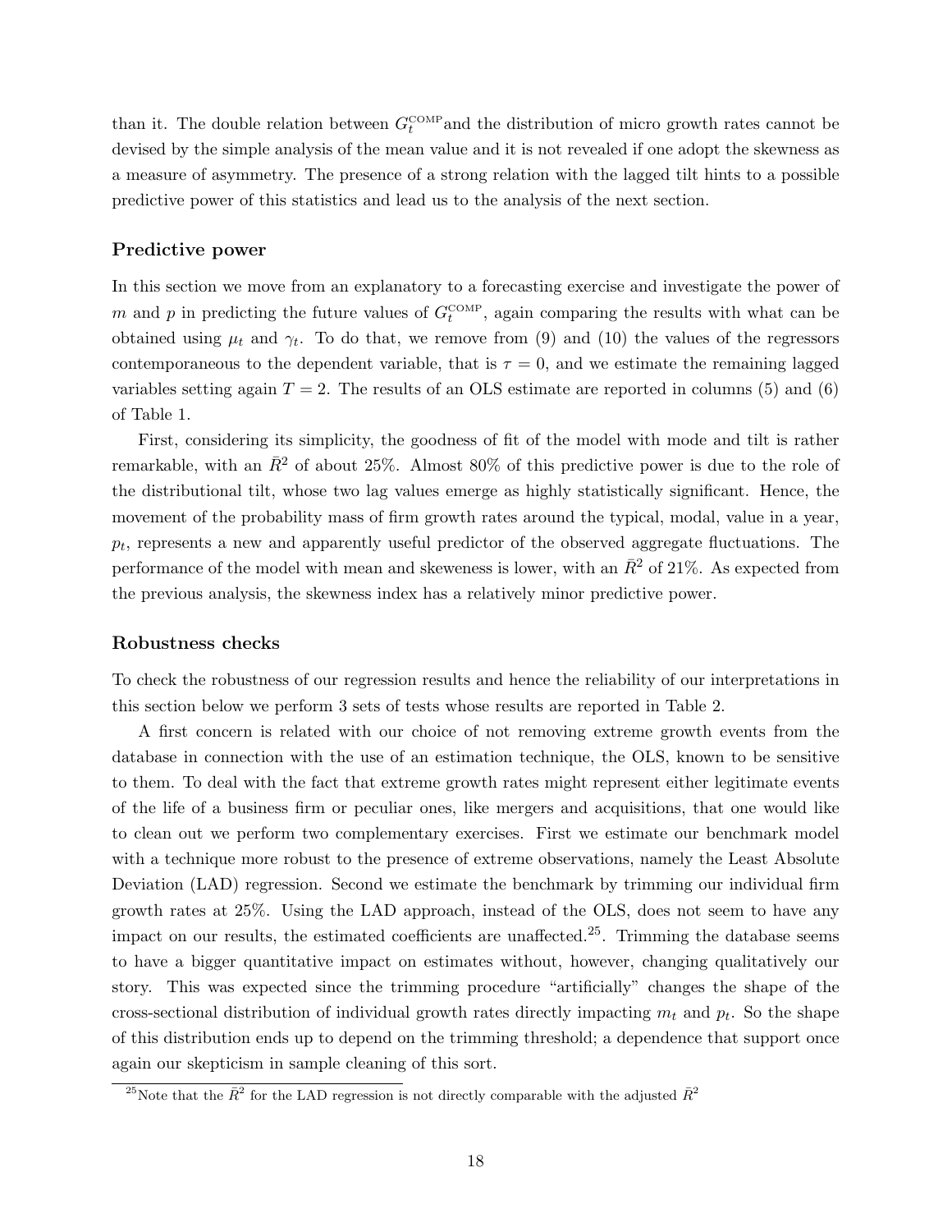than it. The double relation between $G_t^{\text{COMP}}$and the distribution of micro growth rates cannot be devised by the simple analysis of the mean value and it is not revealed if one adopt the skewness as a measure of asymmetry. The presence of a strong relation with the lagged tilt hints to a possible predictive power of this statistics and lead us to the analysis of the next section.

### Predictive power

In this section we move from an explanatory to a forecasting exercise and investigate the power of $m$ and $p$ in predicting the future values of $G_t^{\text{COMP}}$, again comparing the results with what can be obtained using $\mu_t$ and $\gamma_t$. To do that, we remove from (9) and (10) the values of the regressors contemporaneous to the dependent variable, that is $\tau = 0$, and we estimate the remaining lagged variables setting again $T = 2$. The results of an OLS estimate are reported in columns (5) and (6) of Table 1.

First, considering its simplicity, the goodness of fit of the model with mode and tilt is rather remarkable, with an $\bar{R}^2$ of about 25%. Almost 80% of this predictive power is due to the role of the distributional tilt, whose two lag values emerge as highly statistically significant. Hence, the movement of the probability mass of firm growth rates around the typical, modal, value in a year, $p_t$, represents a new and apparently useful predictor of the observed aggregate fluctuations. The performance of the model with mean and skeweness is lower, with an $\bar{R}^2$ of 21%. As expected from the previous analysis, the skewness index has a relatively minor predictive power.

### Robustness checks

To check the robustness of our regression results and hence the reliability of our interpretations in this section below we perform 3 sets of tests whose results are reported in Table 2.

A first concern is related with our choice of not removing extreme growth events from the database in connection with the use of an estimation technique, the OLS, known to be sensitive to them. To deal with the fact that extreme growth rates might represent either legitimate events of the life of a business firm or peculiar ones, like mergers and acquisitions, that one would like to clean out we perform two complementary exercises. First we estimate our benchmark model with a technique more robust to the presence of extreme observations, namely the Least Absolute Deviation (LAD) regression. Second we estimate the benchmark by trimming our individual firm growth rates at 25%. Using the LAD approach, instead of the OLS, does not seem to have any impact on our results, the estimated coefficients are unaffected.[25]. Trimming the database seems to have a bigger quantitative impact on estimates without, however, changing qualitatively our story. This was expected since the trimming procedure "artificially" changes the shape of the cross-sectional distribution of individual growth rates directly impacting $m_t$ and $p_t$. So the shape of this distribution ends up to depend on the trimming threshold; a dependence that support once again our skepticism in sample cleaning of this sort.

[25] Note that the $\bar{R}^2$ for the LAD regression is not directly comparable with the adjusted $\bar{R}^2$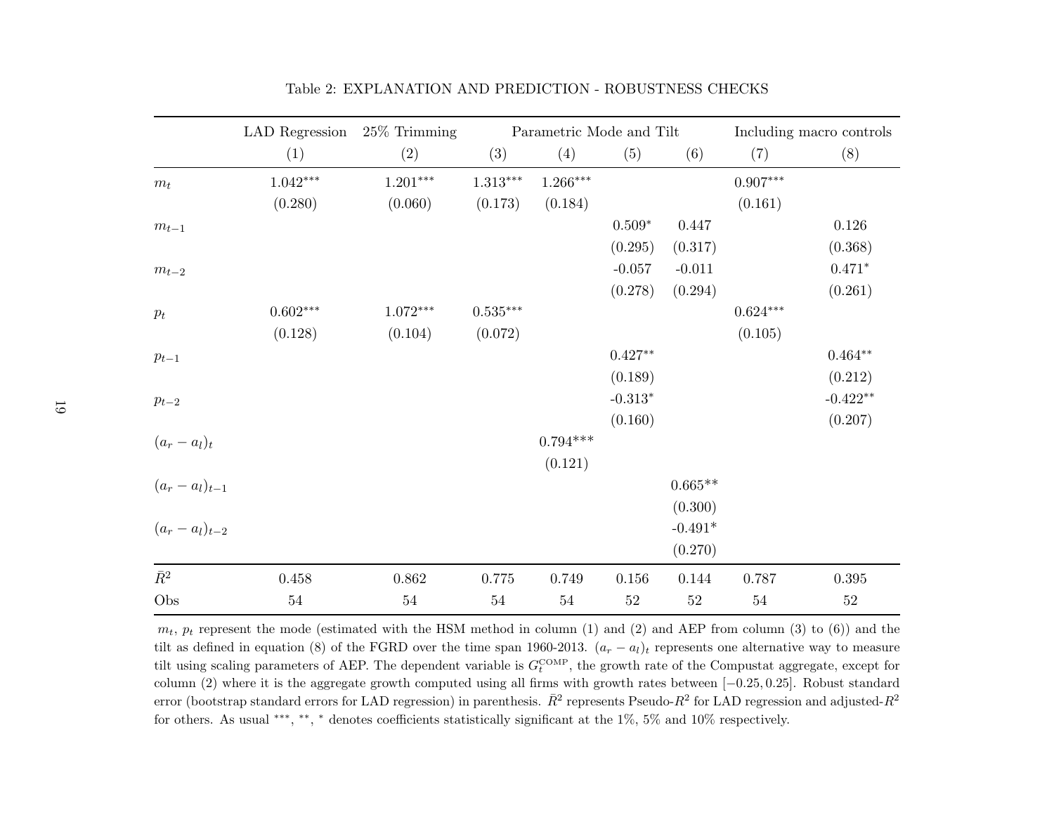Table 2: EXPLANATION AND PREDICTION - ROBUSTNESS CHECKS

| | LAD Regression | 25% Trimming | Parametric Mode and Tilt | | | | Including macro controls | |
|---|---|---|---|---|---|---|---|---|
| | (1) | (2) | (3) | (4) | (5) | (6) | (7) | (8) |
| $m_t$ | 1.042*** | 1.201*** | 1.313*** | 1.266*** | | | 0.907*** | |
| | (0.280) | (0.060) | (0.173) | (0.184) | | | (0.161) | |
| $m_{t-1}$ | | | | | 0.509* | 0.447 | | 0.126 |
| | | | | | (0.295) | (0.317) | | (0.368) |
| $m_{t-2}$ | | | | | -0.057 | -0.011 | | 0.471* |
| | | | | | (0.278) | (0.294) | | (0.261) |
| $p_t$ | 0.602*** | 1.072*** | 0.535*** | | | | 0.624*** | |
| | (0.128) | (0.104) | (0.072) | | | | (0.105) | |
| $p_{t-1}$ | | | | | 0.427** | | | 0.464** |
| | | | | | (0.189) | | | (0.212) |
| $p_{t-2}$ | | | | | -0.313* | | | -0.422** |
| | | | | | (0.160) | | | (0.207) |
| $(a_r - a_l)_t$ | | | | 0.794*** | | | | |
| | | | | (0.121) | | | | |
| $(a_r - a_l)_{t-1}$ | | | | | | 0.665** | | |
| | | | | | | (0.300) | | |
| $(a_r - a_l)_{t-2}$ | | | | | | -0.491* | | |
| | | | | | | (0.270) | | |
| $\bar{R}^2$ | 0.458 | 0.862 | 0.775 | 0.749 | 0.156 | 0.144 | 0.787 | 0.395 |
| Obs | 54 | 54 | 54 | 54 | 52 | 52 | 54 | 52 |

$m_t$, $p_t$ represent the mode (estimated with the HSM method in column (1) and (2) and AEP from column (3) to (6)) and the tilt as defined in equation (8) of the FGRD over the time span 1960-2013. $(a_r - a_l)_t$ represents one alternative way to measure tilt using scaling parameters of AEP. The dependent variable is $G_t^{\text{COMP}}$, the growth rate of the Compustat aggregate, except for column (2) where it is the aggregate growth computed using all firms with growth rates between $[-0.25, 0.25]$. Robust standard error (bootstrap standard errors for LAD regression) in parenthesis. $\bar{R}^2$ represents Pseudo-$R^2$ for LAD regression and adjusted-$R^2$ for others. As usual ***, **, * denotes coefficients statistically significant at the 1%, 5% and 10% respectively.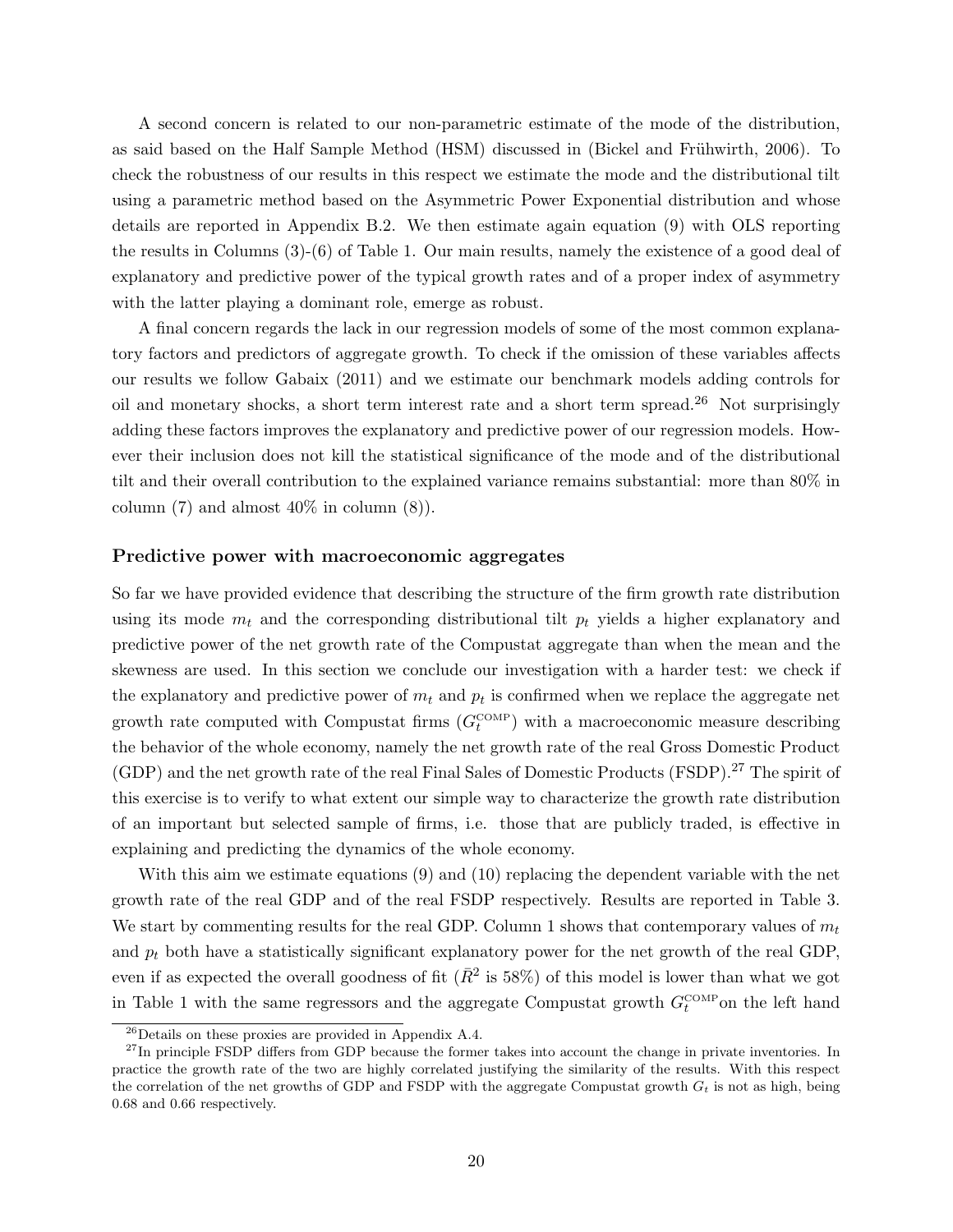A second concern is related to our non-parametric estimate of the mode of the distribution, as said based on the Half Sample Method (HSM) discussed in (Bickel and Frühwirth, 2006). To check the robustness of our results in this respect we estimate the mode and the distributional tilt using a parametric method based on the Asymmetric Power Exponential distribution and whose details are reported in Appendix B.2. We then estimate again equation (9) with OLS reporting the results in Columns (3)-(6) of Table 1. Our main results, namely the existence of a good deal of explanatory and predictive power of the typical growth rates and of a proper index of asymmetry with the latter playing a dominant role, emerge as robust.

A final concern regards the lack in our regression models of some of the most common explanatory factors and predictors of aggregate growth. To check if the omission of these variables affects our results we follow Gabaix (2011) and we estimate our benchmark models adding controls for oil and monetary shocks, a short term interest rate and a short term spread.[26] Not surprisingly adding these factors improves the explanatory and predictive power of our regression models. However their inclusion does not kill the statistical significance of the mode and of the distributional tilt and their overall contribution to the explained variance remains substantial: more than 80% in column (7) and almost 40% in column (8)).

### Predictive power with macroeconomic aggregates

So far we have provided evidence that describing the structure of the firm growth rate distribution using its mode $m_t$ and the corresponding distributional tilt $p_t$ yields a higher explanatory and predictive power of the net growth rate of the Compustat aggregate than when the mean and the skewness are used. In this section we conclude our investigation with a harder test: we check if the explanatory and predictive power of $m_t$ and $p_t$ is confirmed when we replace the aggregate net growth rate computed with Compustat firms ($G_t^{\text{COMP}}$) with a macroeconomic measure describing the behavior of the whole economy, namely the net growth rate of the real Gross Domestic Product (GDP) and the net growth rate of the real Final Sales of Domestic Products (FSDP).[27] The spirit of this exercise is to verify to what extent our simple way to characterize the growth rate distribution of an important but selected sample of firms, i.e. those that are publicly traded, is effective in explaining and predicting the dynamics of the whole economy.

With this aim we estimate equations (9) and (10) replacing the dependent variable with the net growth rate of the real GDP and of the real FSDP respectively. Results are reported in Table 3. We start by commenting results for the real GDP. Column 1 shows that contemporary values of $m_t$ and $p_t$ both have a statistically significant explanatory power for the net growth of the real GDP, even if as expected the overall goodness of fit ($\bar{R}^2$ is 58%) of this model is lower than what we got in Table 1 with the same regressors and the aggregate Compustat growth $G_t^{\text{COMP}}$on the left hand

[26] Details on these proxies are provided in Appendix A.4.

[27] In principle FSDP differs from GDP because the former takes into account the change in private inventories. In practice the growth rate of the two are highly correlated justifying the similarity of the results. With this respect the correlation of the net growths of GDP and FSDP with the aggregate Compustat growth $G_t$ is not as high, being 0.68 and 0.66 respectively.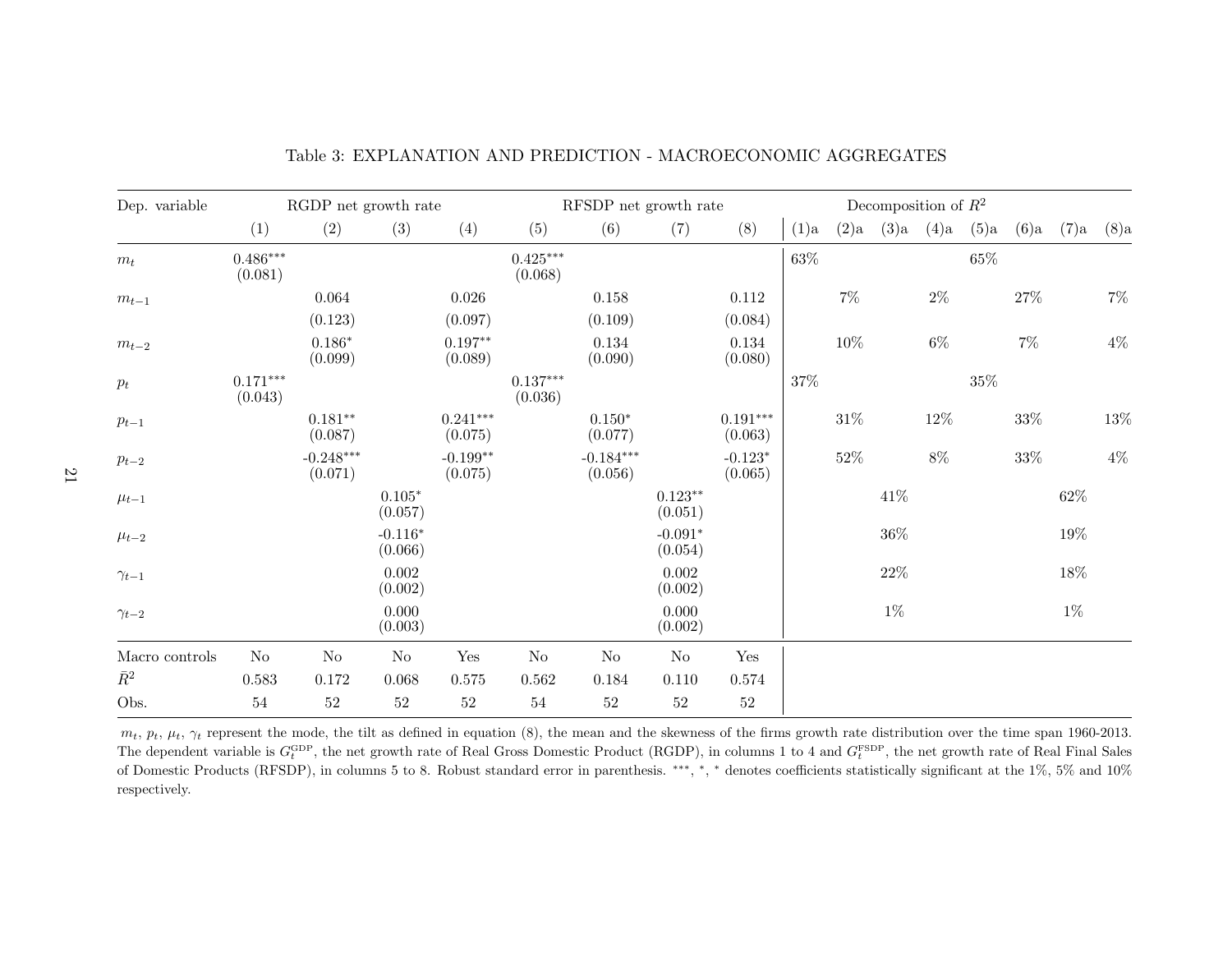Table 3: EXPLANATION AND PREDICTION - MACROECONOMIC AGGREGATES

| Dep. variable | RGDP net growth rate | | | | RFSDP net growth rate | | | | Decomposition of $R^2$ | | | | | | | |
|---|---|---|---|---|---|---|---|---|---|---|---|---|---|---|---|---|
| | (1) | (2) | (3) | (4) | (5) | (6) | (7) | (8) | (1)a | (2)a | (3)a | (4)a | (5)a | (6)a | (7)a | (8)a |
| $m_t$ | 0.486*** (0.081) | | | | 0.425*** (0.068) | | | | 63% | | | | 65% | | | |
| $m_{t-1}$ | | 0.064 (0.123) | | 0.026 (0.097) | | 0.158 (0.109) | | 0.112 (0.084) | | 7% | | 2% | | 27% | | 7% |
| $m_{t-2}$ | | 0.186* (0.099) | | 0.197** (0.089) | | 0.134 (0.090) | | 0.134 (0.080) | | 10% | | 6% | | 7% | | 4% |
| $p_t$ | 0.171*** (0.043) | | | | 0.137*** (0.036) | | | | 37% | | | | 35% | | | |
| $p_{t-1}$ | | 0.181** (0.087) | | 0.241*** (0.075) | | 0.150* (0.077) | | 0.191*** (0.063) | | 31% | | 12% | | 33% | | 13% |
| $p_{t-2}$ | | -0.248*** (0.071) | | -0.199** (0.075) | | -0.184*** (0.056) | | -0.123* (0.065) | | 52% | | 8% | | 33% | | 4% |
| $\mu_{t-1}$ | | | 0.105* (0.057) | | | | 0.123** (0.051) | | | | 41% | | | | 62% | |
| $\mu_{t-2}$ | | | -0.116* (0.066) | | | | -0.091* (0.054) | | | | 36% | | | | 19% | |
| $\gamma_{t-1}$ | | | 0.002 (0.002) | | | | 0.002 (0.002) | | | | 22% | | | | 18% | |
| $\gamma_{t-2}$ | | | 0.000 (0.003) | | | | 0.000 (0.002) | | | | 1% | | | | 1% | |
| Macro controls | No | No | No | Yes | No | No | No | Yes | | | | | | | | |
| $\bar{R}^2$ | 0.583 | 0.172 | 0.068 | 0.575 | 0.562 | 0.184 | 0.110 | 0.574 | | | | | | | | |
| Obs. | 54 | 52 | 52 | 52 | 54 | 52 | 52 | 52 | | | | | | | | |

$m_t$, $p_t$, $\mu_t$, $\gamma_t$ represent the mode, the tilt as defined in equation (8), the mean and the skewness of the firms growth rate distribution over the time span 1960-2013. The dependent variable is $G_t^{\text{GDP}}$, the net growth rate of Real Gross Domestic Product (RGDP), in columns 1 to 4 and $G_t^{\text{FSDP}}$, the net growth rate of Real Final Sales of Domestic Products (RFSDP), in columns 5 to 8. Robust standard error in parenthesis. ***, *, * denotes coefficients statistically significant at the 1%, 5% and 10% respectively.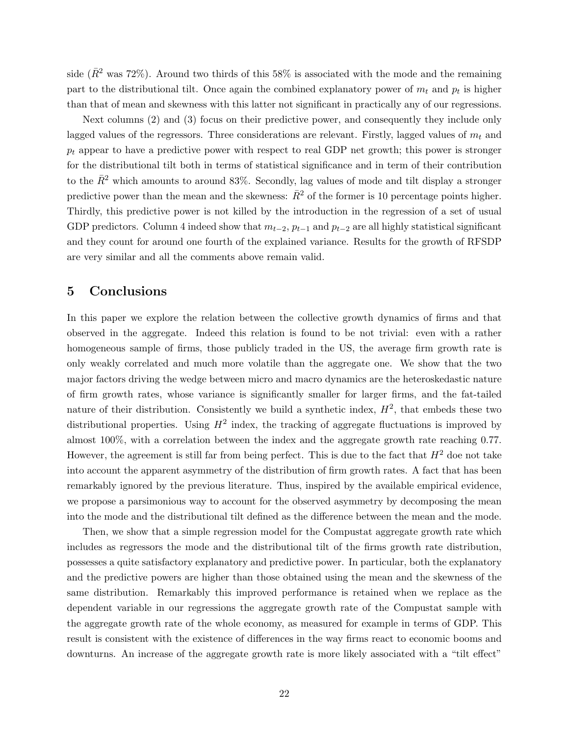side ($\bar{R}^2$ was 72%). Around two thirds of this 58% is associated with the mode and the remaining part to the distributional tilt. Once again the combined explanatory power of $m_t$ and $p_t$ is higher than that of mean and skewness with this latter not significant in practically any of our regressions.

Next columns (2) and (3) focus on their predictive power, and consequently they include only lagged values of the regressors. Three considerations are relevant. Firstly, lagged values of $m_t$ and $p_t$ appear to have a predictive power with respect to real GDP net growth; this power is stronger for the distributional tilt both in terms of statistical significance and in term of their contribution to the $\bar{R}^2$ which amounts to around 83%. Secondly, lag values of mode and tilt display a stronger predictive power than the mean and the skewness: $\bar{R}^2$ of the former is 10 percentage points higher. Thirdly, this predictive power is not killed by the introduction in the regression of a set of usual GDP predictors. Column 4 indeed show that $m_{t-2}$, $p_{t-1}$ and $p_{t-2}$ are all highly statistical significant and they count for around one fourth of the explained variance. Results for the growth of RFSDP are very similar and all the comments above remain valid.

## 5 Conclusions

In this paper we explore the relation between the collective growth dynamics of firms and that observed in the aggregate. Indeed this relation is found to be not trivial: even with a rather homogeneous sample of firms, those publicly traded in the US, the average firm growth rate is only weakly correlated and much more volatile than the aggregate one. We show that the two major factors driving the wedge between micro and macro dynamics are the heteroskedastic nature of firm growth rates, whose variance is significantly smaller for larger firms, and the fat-tailed nature of their distribution. Consistently we build a synthetic index, $H^2$, that embeds these two distributional properties. Using $H^2$ index, the tracking of aggregate fluctuations is improved by almost 100%, with a correlation between the index and the aggregate growth rate reaching 0.77. However, the agreement is still far from being perfect. This is due to the fact that $H^2$ doe not take into account the apparent asymmetry of the distribution of firm growth rates. A fact that has been remarkably ignored by the previous literature. Thus, inspired by the available empirical evidence, we propose a parsimonious way to account for the observed asymmetry by decomposing the mean into the mode and the distributional tilt defined as the difference between the mean and the mode.

Then, we show that a simple regression model for the Compustat aggregate growth rate which includes as regressors the mode and the distributional tilt of the firms growth rate distribution, possesses a quite satisfactory explanatory and predictive power. In particular, both the explanatory and the predictive powers are higher than those obtained using the mean and the skewness of the same distribution. Remarkably this improved performance is retained when we replace as the dependent variable in our regressions the aggregate growth rate of the Compustat sample with the aggregate growth rate of the whole economy, as measured for example in terms of GDP. This result is consistent with the existence of differences in the way firms react to economic booms and downturns. An increase of the aggregate growth rate is more likely associated with a "tilt effect"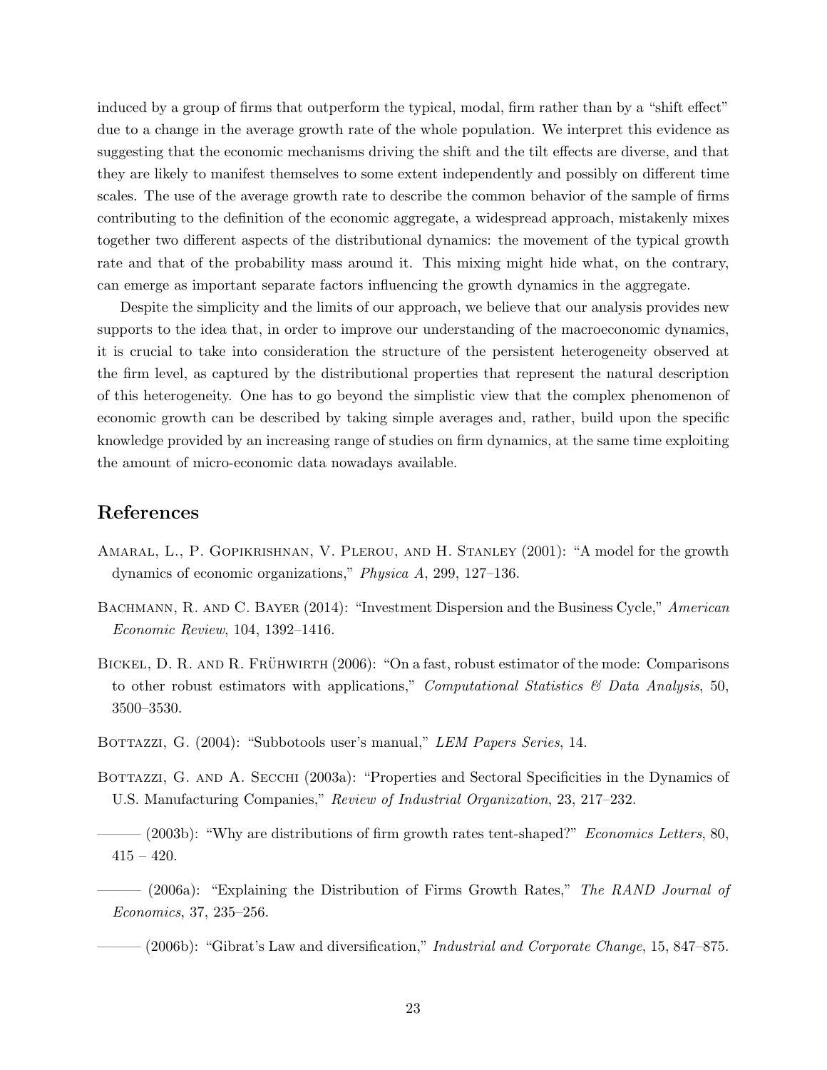induced by a group of firms that outperform the typical, modal, firm rather than by a "shift effect" due to a change in the average growth rate of the whole population. We interpret this evidence as suggesting that the economic mechanisms driving the shift and the tilt effects are diverse, and that they are likely to manifest themselves to some extent independently and possibly on different time scales. The use of the average growth rate to describe the common behavior of the sample of firms contributing to the definition of the economic aggregate, a widespread approach, mistakenly mixes together two different aspects of the distributional dynamics: the movement of the typical growth rate and that of the probability mass around it. This mixing might hide what, on the contrary, can emerge as important separate factors influencing the growth dynamics in the aggregate.

Despite the simplicity and the limits of our approach, we believe that our analysis provides new supports to the idea that, in order to improve our understanding of the macroeconomic dynamics, it is crucial to take into consideration the structure of the persistent heterogeneity observed at the firm level, as captured by the distributional properties that represent the natural description of this heterogeneity. One has to go beyond the simplistic view that the complex phenomenon of economic growth can be described by taking simple averages and, rather, build upon the specific knowledge provided by an increasing range of studies on firm dynamics, at the same time exploiting the amount of micro-economic data nowadays available.

## References

Amaral, L., P. Gopikrishnan, V. Plerou, and H. Stanley (2001): "A model for the growth dynamics of economic organizations," *Physica A*, 299, 127–136.

Bachmann, R. and C. Bayer (2014): "Investment Dispersion and the Business Cycle," *American Economic Review*, 104, 1392–1416.

Bickel, D. R. and R. Frühwirth (2006): "On a fast, robust estimator of the mode: Comparisons to other robust estimators with applications," *Computational Statistics & Data Analysis*, 50, 3500–3530.

Bottazzi, G. (2004): "Subbotools user's manual," *LEM Papers Series*, 14.

Bottazzi, G. and A. Secchi (2003a): "Properties and Sectoral Specificities in the Dynamics of U.S. Manufacturing Companies," *Review of Industrial Organization*, 23, 217–232.

——— (2003b): "Why are distributions of firm growth rates tent-shaped?" *Economics Letters*, 80, 415 – 420.

——— (2006a): "Explaining the Distribution of Firms Growth Rates," *The RAND Journal of Economics*, 37, 235–256.

——— (2006b): "Gibrat's Law and diversification," *Industrial and Corporate Change*, 15, 847–875.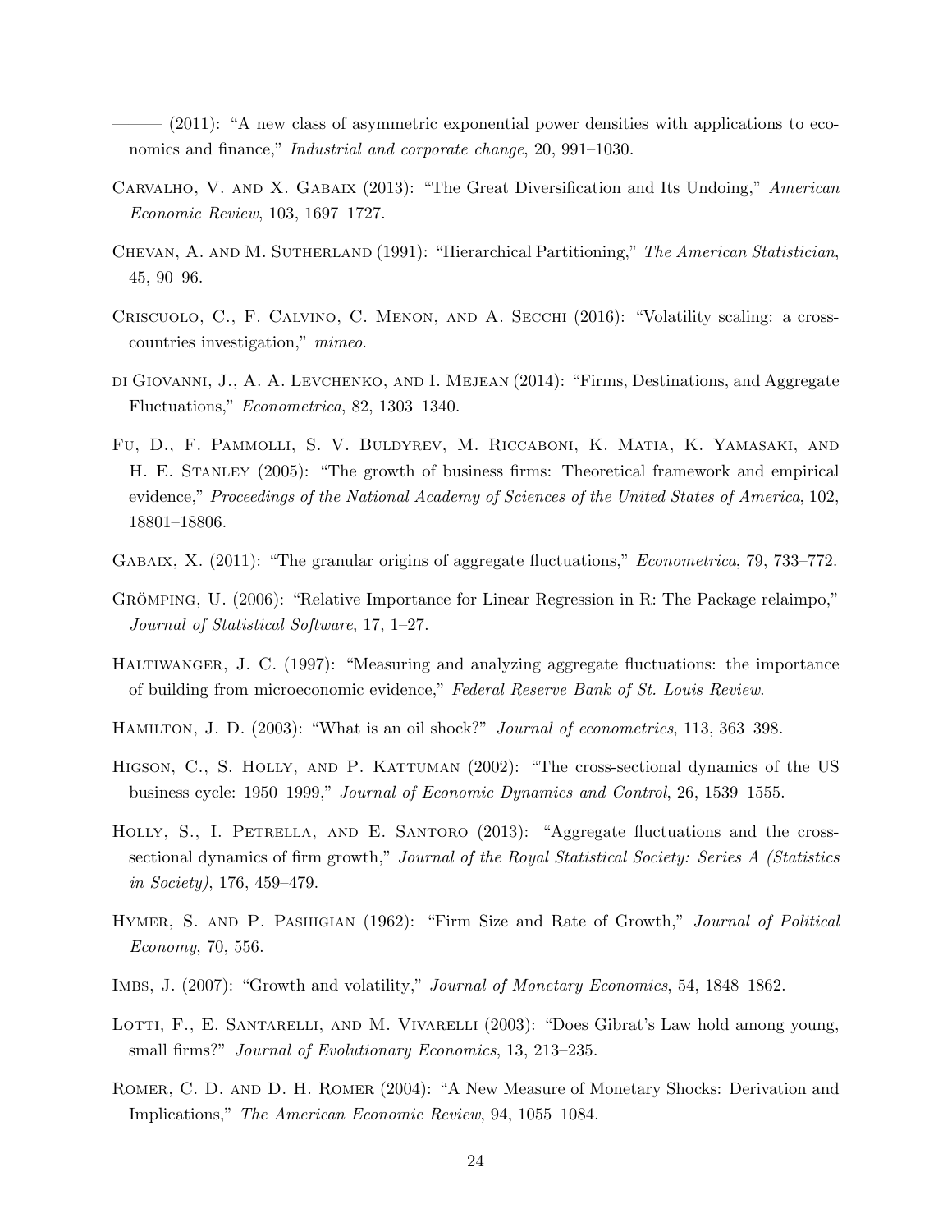——— (2011): "A new class of asymmetric exponential power densities with applications to economics and finance," *Industrial and corporate change*, 20, 991–1030.

Carvalho, V. and X. Gabaix (2013): "The Great Diversification and Its Undoing," *American Economic Review*, 103, 1697–1727.

Chevan, A. and M. Sutherland (1991): "Hierarchical Partitioning," *The American Statistician*, 45, 90–96.

Criscuolo, C., F. Calvino, C. Menon, and A. Secchi (2016): "Volatility scaling: a cross-countries investigation," *mimeo*.

di Giovanni, J., A. A. Levchenko, and I. Mejean (2014): "Firms, Destinations, and Aggregate Fluctuations," *Econometrica*, 82, 1303–1340.

Fu, D., F. Pammolli, S. V. Buldyrev, M. Riccaboni, K. Matia, K. Yamasaki, and H. E. Stanley (2005): "The growth of business firms: Theoretical framework and empirical evidence," *Proceedings of the National Academy of Sciences of the United States of America*, 102, 18801–18806.

Gabaix, X. (2011): "The granular origins of aggregate fluctuations," *Econometrica*, 79, 733–772.

Grömping, U. (2006): "Relative Importance for Linear Regression in R: The Package relaimpo," *Journal of Statistical Software*, 17, 1–27.

Haltiwanger, J. C. (1997): "Measuring and analyzing aggregate fluctuations: the importance of building from microeconomic evidence," *Federal Reserve Bank of St. Louis Review*.

Hamilton, J. D. (2003): "What is an oil shock?" *Journal of econometrics*, 113, 363–398.

Higson, C., S. Holly, and P. Kattuman (2002): "The cross-sectional dynamics of the US business cycle: 1950–1999," *Journal of Economic Dynamics and Control*, 26, 1539–1555.

Holly, S., I. Petrella, and E. Santoro (2013): "Aggregate fluctuations and the cross-sectional dynamics of firm growth," *Journal of the Royal Statistical Society: Series A (Statistics in Society)*, 176, 459–479.

Hymer, S. and P. Pashigian (1962): "Firm Size and Rate of Growth," *Journal of Political Economy*, 70, 556.

Imbs, J. (2007): "Growth and volatility," *Journal of Monetary Economics*, 54, 1848–1862.

Lotti, F., E. Santarelli, and M. Vivarelli (2003): "Does Gibrat's Law hold among young, small firms?" *Journal of Evolutionary Economics*, 13, 213–235.

Romer, C. D. and D. H. Romer (2004): "A New Measure of Monetary Shocks: Derivation and Implications," *The American Economic Review*, 94, 1055–1084.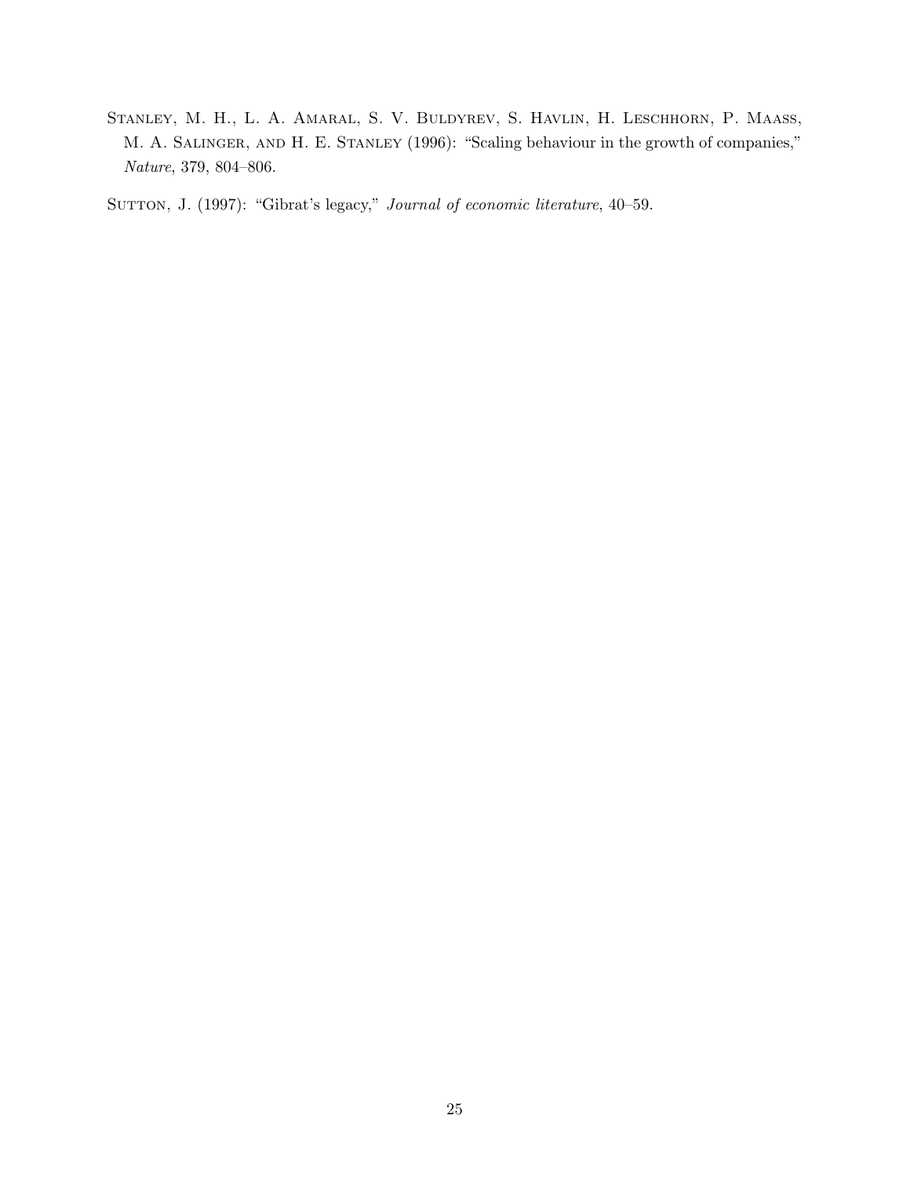Stanley, M. H., L. A. Amaral, S. V. Buldyrev, S. Havlin, H. Leschhorn, P. Maass, M. A. Salinger, and H. E. Stanley (1996): "Scaling behaviour in the growth of companies," *Nature*, 379, 804–806.

Sutton, J. (1997): "Gibrat's legacy," *Journal of economic literature*, 40–59.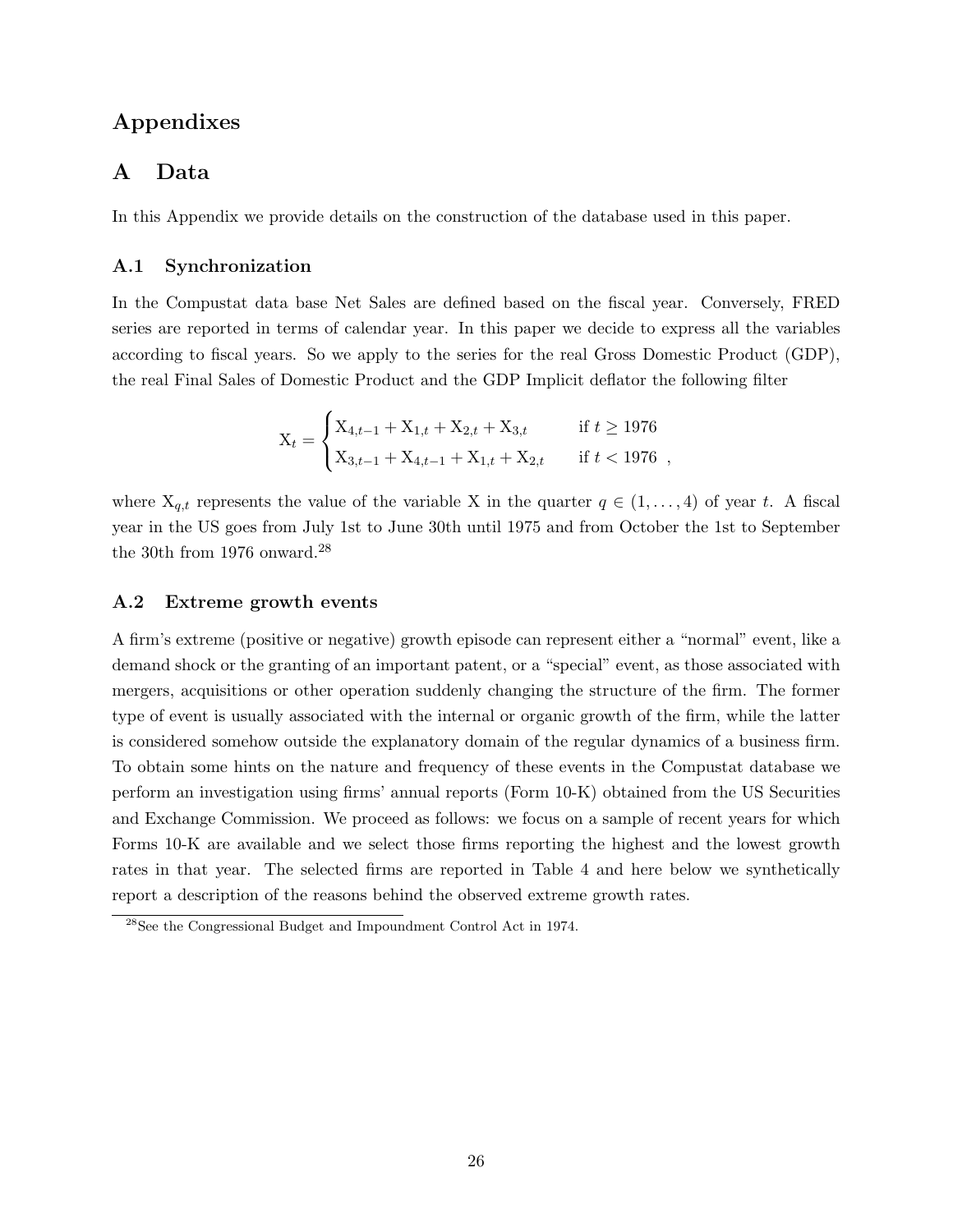# Appendixes

## A Data

In this Appendix we provide details on the construction of the database used in this paper.

### A.1 Synchronization

In the Compustat data base Net Sales are defined based on the fiscal year. Conversely, FRED series are reported in terms of calendar year. In this paper we decide to express all the variables according to fiscal years. So we apply to the series for the real Gross Domestic Product (GDP), the real Final Sales of Domestic Product and the GDP Implicit deflator the following filter

$$
\mathrm{X}_t = \begin{cases} \mathrm{X}_{4,t-1} + \mathrm{X}_{1,t} + \mathrm{X}_{2,t} + \mathrm{X}_{3,t} & \text{if } t \geq 1976 \\ \mathrm{X}_{3,t-1} + \mathrm{X}_{4,t-1} + \mathrm{X}_{1,t} + \mathrm{X}_{2,t} & \text{if } t < 1976 \end{cases} ,
$$

where $\mathrm{X}_{q,t}$ represents the value of the variable X in the quarter $q \in (1, \ldots, 4)$ of year $t$. A fiscal year in the US goes from July 1st to June 30th until 1975 and from October the 1st to September the 30th from 1976 onward.[28]

### A.2 Extreme growth events

A firm's extreme (positive or negative) growth episode can represent either a "normal" event, like a demand shock or the granting of an important patent, or a "special" event, as those associated with mergers, acquisitions or other operation suddenly changing the structure of the firm. The former type of event is usually associated with the internal or organic growth of the firm, while the latter is considered somehow outside the explanatory domain of the regular dynamics of a business firm. To obtain some hints on the nature and frequency of these events in the Compustat database we perform an investigation using firms' annual reports (Form 10-K) obtained from the US Securities and Exchange Commission. We proceed as follows: we focus on a sample of recent years for which Forms 10-K are available and we select those firms reporting the highest and the lowest growth rates in that year. The selected firms are reported in Table 4 and here below we synthetically report a description of the reasons behind the observed extreme growth rates.

[28] See the Congressional Budget and Impoundment Control Act in 1974.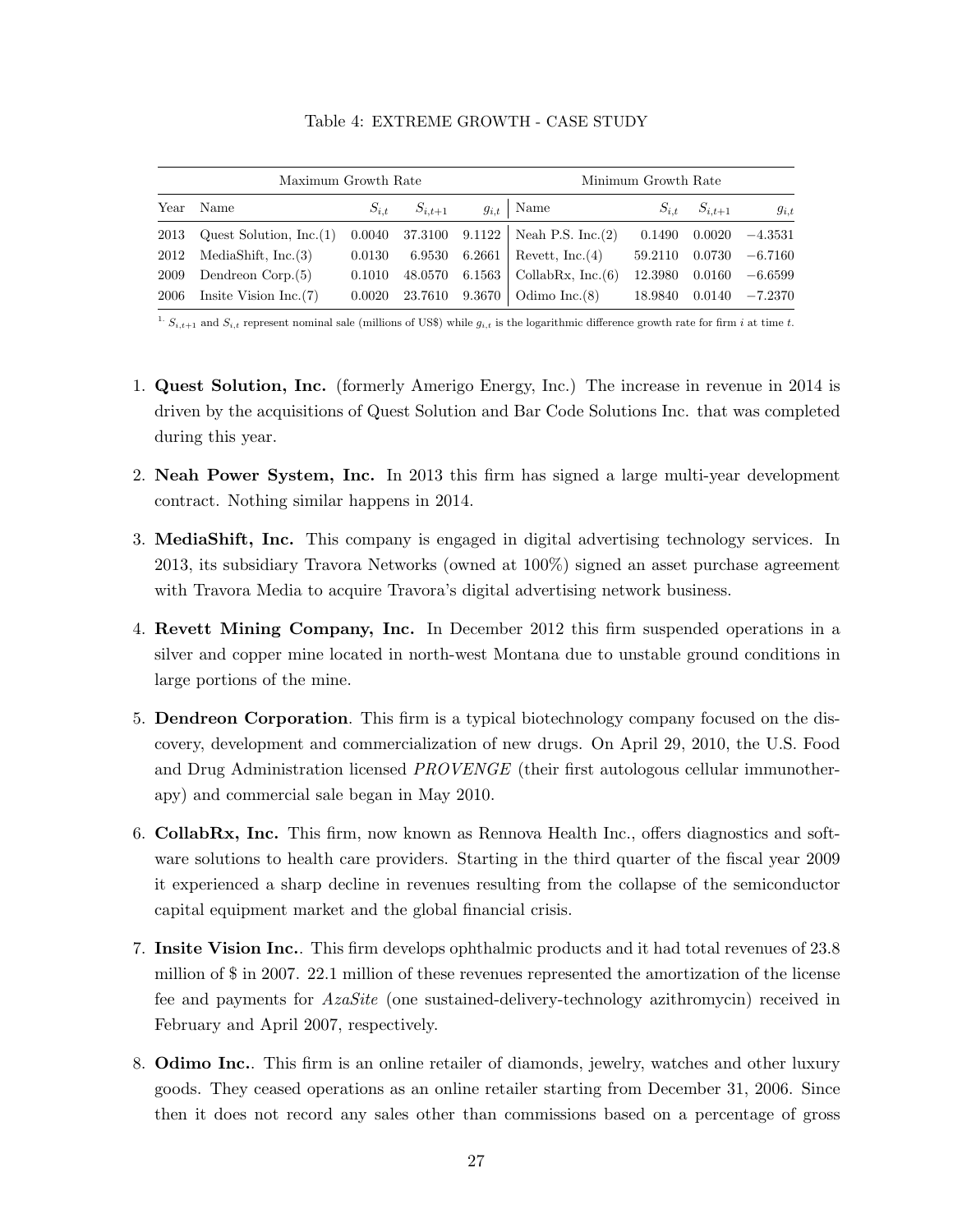Table 4: EXTREME GROWTH - CASE STUDY

| | Maximum Growth Rate | | | | Minimum Growth Rate | | | |
|---|---|---|---|---|---|---|---|---|
| Year | Name | $S_{i,t}$ | $S_{i,t+1}$ | $g_{i,t}$ | Name | $S_{i,t}$ | $S_{i,t+1}$ | $g_{i,t}$ |
| 2013 | Quest Solution, Inc.(1) | 0.0040 | 37.3100 | 9.1122 | Neah P.S. Inc.(2) | 0.1490 | 0.0020 | −4.3531 |
| 2012 | MediaShift, Inc.(3) | 0.0130 | 6.9530 | 6.2661 | Revett, Inc.(4) | 59.2110 | 0.0730 | −6.7160 |
| 2009 | Dendreon Corp.(5) | 0.1010 | 48.0570 | 6.1563 | CollabRx, Inc.(6) | 12.3980 | 0.0160 | −6.6599 |
| 2006 | Insite Vision Inc.(7) | 0.0020 | 23.7610 | 9.3670 | Odimo Inc.(8) | 18.9840 | 0.0140 | −7.2370 |

[1] $S_{i,t+1}$ and $S_{i,t}$ represent nominal sale (millions of US$) while $g_{i,t}$ is the logarithmic difference growth rate for firm $i$ at time $t$.

1. **Quest Solution, Inc.** (formerly Amerigo Energy, Inc.) The increase in revenue in 2014 is driven by the acquisitions of Quest Solution and Bar Code Solutions Inc. that was completed during this year.

2. **Neah Power System, Inc.** In 2013 this firm has signed a large multi-year development contract. Nothing similar happens in 2014.

3. **MediaShift, Inc.** This company is engaged in digital advertising technology services. In 2013, its subsidiary Travora Networks (owned at 100%) signed an asset purchase agreement with Travora Media to acquire Travora's digital advertising network business.

4. **Revett Mining Company, Inc.** In December 2012 this firm suspended operations in a silver and copper mine located in north-west Montana due to unstable ground conditions in large portions of the mine.

5. **Dendreon Corporation**. This firm is a typical biotechnology company focused on the discovery, development and commercialization of new drugs. On April 29, 2010, the U.S. Food and Drug Administration licensed *PROVENGE* (their first autologous cellular immunotherapy) and commercial sale began in May 2010.

6. **CollabRx, Inc.** This firm, now known as Rennova Health Inc., offers diagnostics and software solutions to health care providers. Starting in the third quarter of the fiscal year 2009 it experienced a sharp decline in revenues resulting from the collapse of the semiconductor capital equipment market and the global financial crisis.

7. **Insite Vision Inc.**. This firm develops ophthalmic products and it had total revenues of 23.8 million of $ in 2007. 22.1 million of these revenues represented the amortization of the license fee and payments for *AzaSite* (one sustained-delivery-technology azithromycin) received in February and April 2007, respectively.

8. **Odimo Inc.**. This firm is an online retailer of diamonds, jewelry, watches and other luxury goods. They ceased operations as an online retailer starting from December 31, 2006. Since then it does not record any sales other than commissions based on a percentage of gross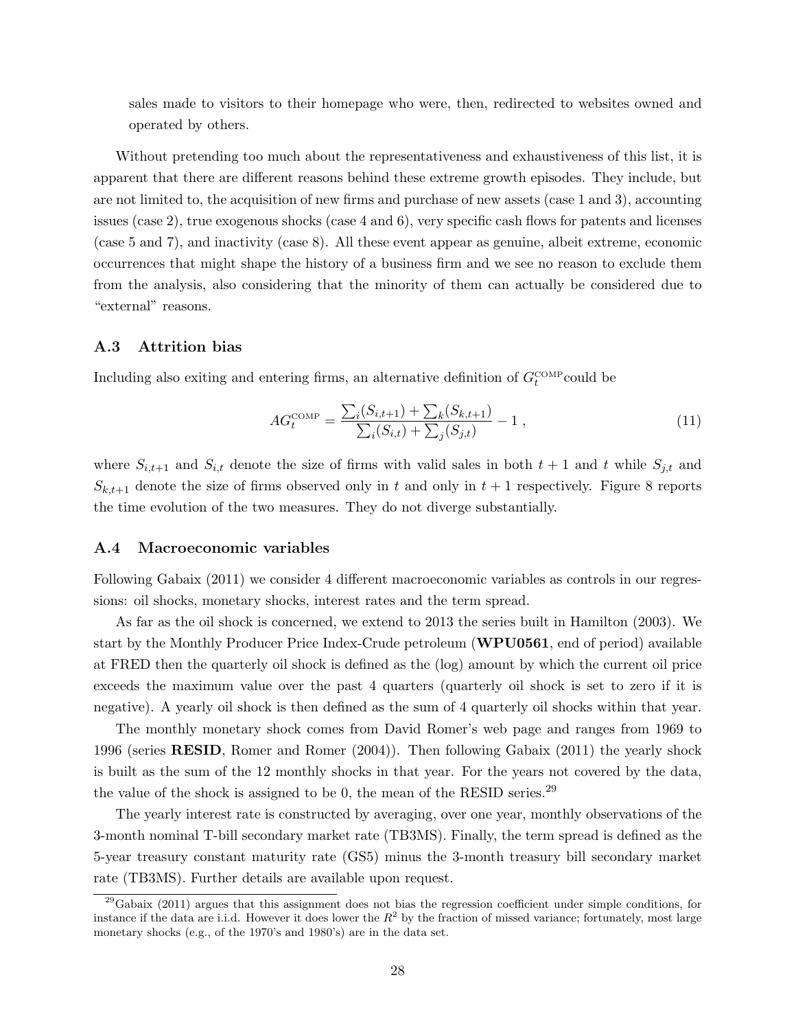sales made to visitors to their homepage who were, then, redirected to websites owned and operated by others.

Without pretending too much about the representativeness and exhaustiveness of this list, it is apparent that there are different reasons behind these extreme growth episodes. They include, but are not limited to, the acquisition of new firms and purchase of new assets (case 1 and 3), accounting issues (case 2), true exogenous shocks (case 4 and 6), very specific cash flows for patents and licenses (case 5 and 7), and inactivity (case 8). All these event appear as genuine, albeit extreme, economic occurrences that might shape the history of a business firm and we see no reason to exclude them from the analysis, also considering that the minority of them can actually be considered due to "external" reasons.

### A.3 Attrition bias

Including also exiting and entering firms, an alternative definition of $G_t^{\text{COMP}}$could be

$$AG_t^{\text{COMP}} = \frac{\sum_i (S_{i,t+1}) + \sum_k (S_{k,t+1})}{\sum_i (S_{i,t}) + \sum_j (S_{j,t})} - 1 \; , \tag{11}$$

where $S_{i,t+1}$ and $S_{i,t}$ denote the size of firms with valid sales in both $t+1$ and $t$ while $S_{j,t}$ and $S_{k,t+1}$ denote the size of firms observed only in $t$ and only in $t+1$ respectively. Figure 8 reports the time evolution of the two measures. They do not diverge substantially.

### A.4 Macroeconomic variables

Following Gabaix (2011) we consider 4 different macroeconomic variables as controls in our regressions: oil shocks, monetary shocks, interest rates and the term spread.

As far as the oil shock is concerned, we extend to 2013 the series built in Hamilton (2003). We start by the Monthly Producer Price Index-Crude petroleum (**WPU0561**, end of period) available at FRED then the quarterly oil shock is defined as the (log) amount by which the current oil price exceeds the maximum value over the past 4 quarters (quarterly oil shock is set to zero if it is negative). A yearly oil shock is then defined as the sum of 4 quarterly oil shocks within that year.

The monthly monetary shock comes from David Romer's web page and ranges from 1969 to 1996 (series **RESID**, Romer and Romer (2004)). Then following Gabaix (2011) the yearly shock is built as the sum of the 12 monthly shocks in that year. For the years not covered by the data, the value of the shock is assigned to be 0, the mean of the RESID series.[29]

The yearly interest rate is constructed by averaging, over one year, monthly observations of the 3-month nominal T-bill secondary market rate (TB3MS). Finally, the term spread is defined as the 5-year treasury constant maturity rate (GS5) minus the 3-month treasury bill secondary market rate (TB3MS). Further details are available upon request.

[29] Gabaix (2011) argues that this assignment does not bias the regression coefficient under simple conditions, for instance if the data are i.i.d. However it does lower the $R^2$ by the fraction of missed variance; fortunately, most large monetary shocks (e.g., of the 1970's and 1980's) are in the data set.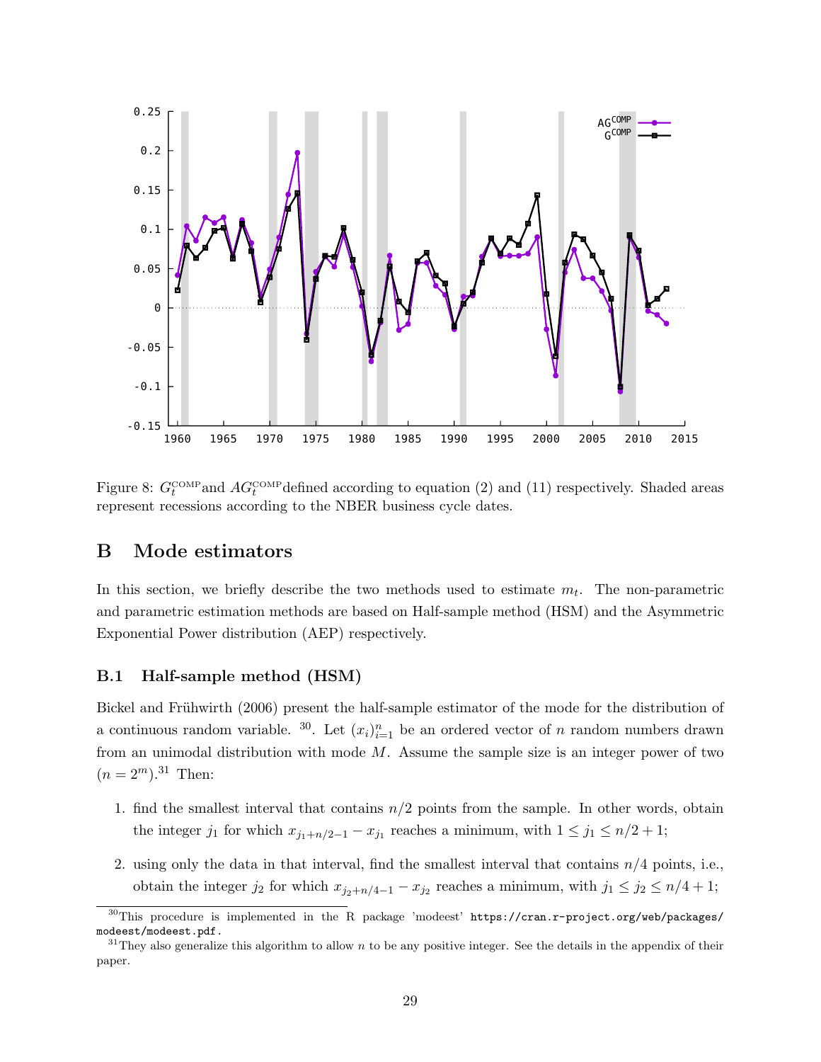Figure 8: $G_t^{\text{COMP}}$ and $AG_t^{\text{COMP}}$ defined according to equation (2) and (11) respectively. Shaded areas represent recessions according to the NBER business cycle dates.

## B Mode estimators

In this section, we briefly describe the two methods used to estimate $m_t$. The non-parametric and parametric estimation methods are based on Half-sample method (HSM) and the Asymmetric Exponential Power distribution (AEP) respectively.

### B.1 Half-sample method (HSM)

Bickel and Frühwirth (2006) present the half-sample estimator of the mode for the distribution of a continuous random variable. [30]. Let $(x_i)_{i=1}^n$ be an ordered vector of $n$ random numbers drawn from an unimodal distribution with mode $M$. Assume the sample size is an integer power of two ($n = 2^m$).[31] Then:

1. find the smallest interval that contains $n/2$ points from the sample. In other words, obtain the integer $j_1$ for which $x_{j_1+n/2-1} - x_{j_1}$ reaches a minimum, with $1 \leq j_1 \leq n/2 + 1$;

2. using only the data in that interval, find the smallest interval that contains $n/4$ points, i.e., obtain the integer $j_2$ for which $x_{j_2+n/4-1} - x_{j_2}$ reaches a minimum, with $j_1 \leq j_2 \leq n/4 + 1$;

[30] This procedure is implemented in the R package 'modeest' https://cran.r-project.org/web/packages/modeest/modeest.pdf.

[31] They also generalize this algorithm to allow $n$ to be any positive integer. See the details in the appendix of their paper.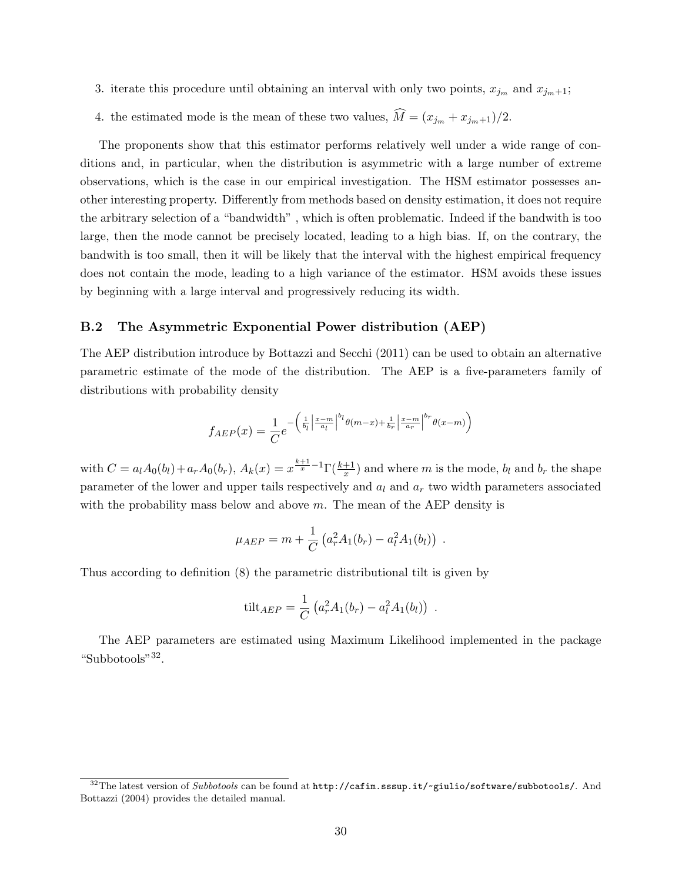3. iterate this procedure until obtaining an interval with only two points, $x_{j_m}$ and $x_{j_m+1}$;
4. the estimated mode is the mean of these two values, $\widehat{M} = (x_{j_m} + x_{j_m+1})/2$.

The proponents show that this estimator performs relatively well under a wide range of conditions and, in particular, when the distribution is asymmetric with a large number of extreme observations, which is the case in our empirical investigation. The HSM estimator possesses another interesting property. Differently from methods based on density estimation, it does not require the arbitrary selection of a "bandwidth" , which is often problematic. Indeed if the bandwith is too large, then the mode cannot be precisely located, leading to a high bias. If, on the contrary, the bandwith is too small, then it will be likely that the interval with the highest empirical frequency does not contain the mode, leading to a high variance of the estimator. HSM avoids these issues by beginning with a large interval and progressively reducing its width.

### B.2 The Asymmetric Exponential Power distribution (AEP)

The AEP distribution introduce by Bottazzi and Secchi (2011) can be used to obtain an alternative parametric estimate of the mode of the distribution. The AEP is a five-parameters family of distributions with probability density

$$f_{AEP}(x) = \frac{1}{C} e^{-\left(\frac{1}{b_l}\left|\frac{x-m}{a_l}\right|^{b_l}\theta(m-x)+\frac{1}{b_r}\left|\frac{x-m}{a_r}\right|^{b_r}\theta(x-m)\right)}$$

with $C = a_l A_0(b_l) + a_r A_0(b_r)$, $A_k(x) = x^{\frac{k+1}{x}-1}\Gamma(\frac{k+1}{x})$ and where $m$ is the mode, $b_l$ and $b_r$ the shape parameter of the lower and upper tails respectively and $a_l$ and $a_r$ two width parameters associated with the probability mass below and above $m$. The mean of the AEP density is

$$\mu_{AEP} = m + \frac{1}{C}\left(a_r^2 A_1(b_r) - a_l^2 A_1(b_l)\right) .$$

Thus according to definition (8) the parametric distributional tilt is given by

$$\text{tilt}_{AEP} = \frac{1}{C}\left(a_r^2 A_1(b_r) - a_l^2 A_1(b_l)\right) .$$

The AEP parameters are estimated using Maximum Likelihood implemented in the package "Subbotools"[32].

[32] The latest version of *Subbotools* can be found at `http://cafim.sssup.it/~giulio/software/subbotools/`. And Bottazzi (2004) provides the detailed manual.